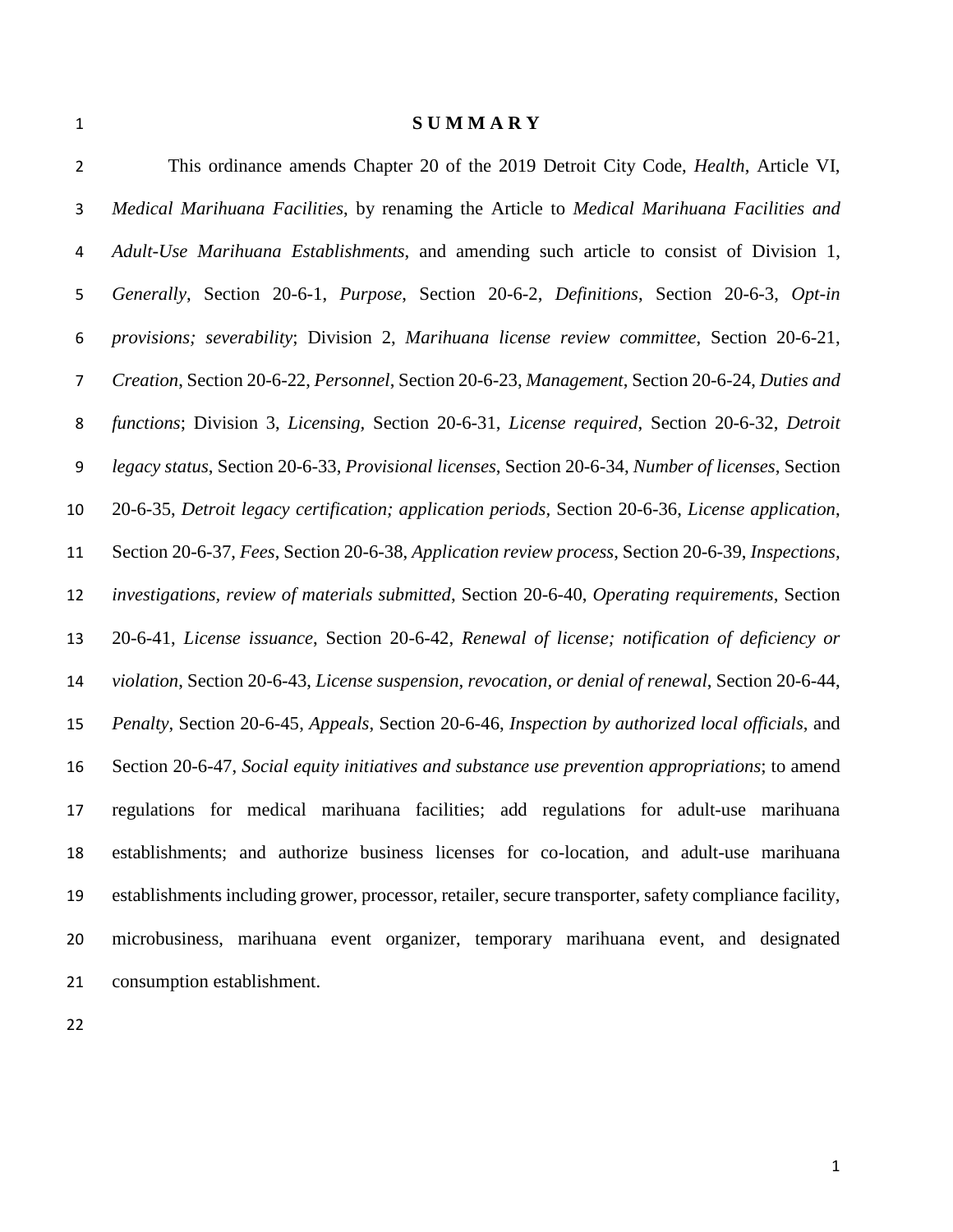# SUMMARY

This ordinance amends Chapter 20 of the 2019 Detroit City Code, *Health*, Article VI, *Medical Marihuana Facilities*, by renaming the Article to *Medical Marihuana Facilities and Adult-Use Marihuana Establishments*, and amending such article to consist of Division 1, *Generally*, Section 20-6-1, *Purpose*, Section 20-6-2, *Definitions*, Section 20-6-3, *Opt-in provisions; severability*; Division 2, *Marihuana license review committee*, Section 20-6-21, *Creation*, Section 20-6-22, *Personnel*, Section 20-6-23, *Management*, Section 20-6-24, *Duties and functions*; Division 3, *Licensing*, Section 20-6-31, *License required*, Section 20-6-32, *Detroit legacy status*, Section 20-6-33, *Provisional licenses*, Section 20-6-34, *Number of licenses*, Section 20-6-35, *Detroit legacy certification; application periods*, Section 20-6-36, *License application*, Section 20-6-37, *Fees*, Section 20-6-38, *Application review process*, Section 20-6-39, *Inspections, investigations, review of materials submitted*, Section 20-6-40, *Operating requirements*, Section 20-6-41, *License issuance*, Section 20-6-42, *Renewal of license; notification of deficiency or violation*, Section 20-6-43, *License suspension, revocation, or denial of renewal*, Section 20-6-44, *Penalty*, Section 20-6-45, *Appeals*, Section 20-6-46, *Inspection by authorized local officials*, and Section 20-6-47, *Social equity initiatives and substance use prevention appropriations*; to amend regulations for medical marihuana facilities; add regulations for adult-use marihuana establishments; and authorize business licenses for co-location, and adult-use marihuana establishments including grower, processor, retailer, secure transporter, safety compliance facility, microbusiness, marihuana event organizer, temporary marihuana event, and designated consumption establishment.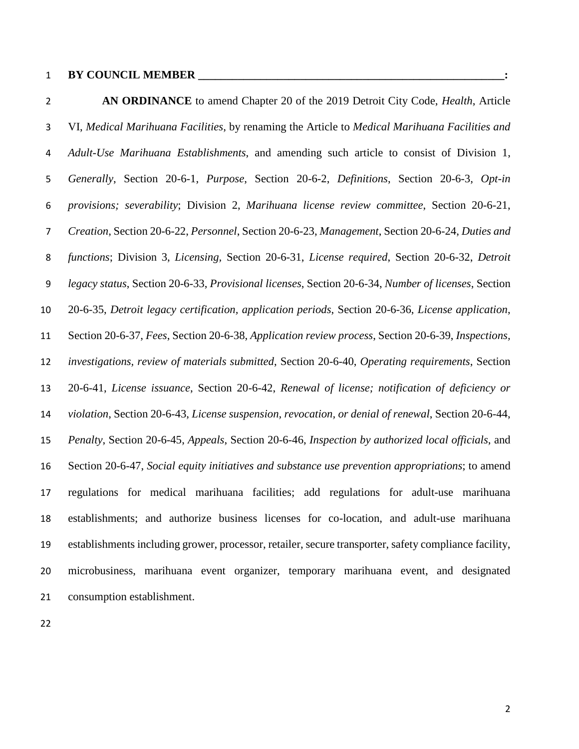**BY COUNCIL MEMBER \_\_\_\_\_\_\_\_\_\_\_\_\_\_\_\_\_\_\_\_\_\_\_\_\_\_\_\_\_\_\_\_\_\_\_\_\_\_\_\_\_\_\_\_\_\_\_\_\_\_\_\_\_\_\_:**

**AN ORDINANCE** to amend Chapter 20 of the 2019 Detroit City Code, *Health*, Article VI, *Medical Marihuana Facilities*, by renaming the Article to *Medical Marihuana Facilities and Adult-Use Marihuana Establishments*, and amending such article to consist of Division 1, *Generally*, Section 20-6-1, *Purpose*, Section 20-6-2, *Definitions*, Section 20-6-3, *Opt-in provisions; severability*; Division 2, *Marihuana license review committee*, Section 20-6-21, *Creation*, Section 20-6-22, *Personnel*, Section 20-6-23, *Management*, Section 20-6-24, *Duties and functions*; Division 3, *Licensing*, Section 20-6-31, *License required*, Section 20-6-32, *Detroit legacy status*, Section 20-6-33, *Provisional licenses*, Section 20-6-34, *Number of licenses*, Section 20-6-35, *Detroit legacy certification, application periods*, Section 20-6-36, *License application*, Section 20-6-37, *Fees*, Section 20-6-38, *Application review process*, Section 20-6-39, *Inspections, investigations, review of materials submitted*, Section 20-6-40, *Operating requirements*, Section 20-6-41, *License issuance*, Section 20-6-42, *Renewal of license; notification of deficiency or violation*, Section 20-6-43, *License suspension, revocation, or denial of renewal*, Section 20-6-44, *Penalty*, Section 20-6-45, *Appeals*, Section 20-6-46, *Inspection by authorized local officials*, and Section 20-6-47, *Social equity initiatives and substance use prevention appropriations*; to amend regulations for medical marihuana facilities; add regulations for adult-use marihuana establishments; and authorize business licenses for co-location, and adult-use marihuana establishments including grower, processor, retailer, secure transporter, safety compliance facility, microbusiness, marihuana event organizer, temporary marihuana event, and designated consumption establishment.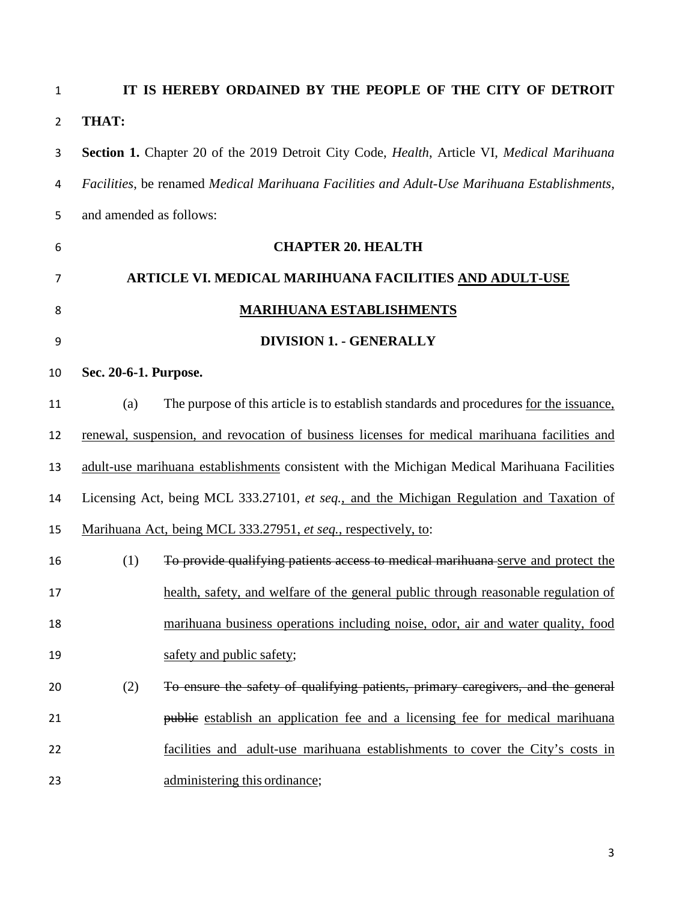**IT IS HEREBY ORDAINED BY THE PEOPLE OF THE CITY OF DETROIT THAT:**

**Section 1.** Chapter 20 of the 2019 Detroit City Code, *Health*, Article VI, *Medical Marihuana Facilities*, be renamed *Medical Marihuana Facilities and Adult-Use Marihuana Establishments*, and amended as follows:

**CHAPTER 20. HEALTH**

**ARTICLE VI. MEDICAL MARIHUANA FACILITIES <u>AND ADULT-USE MARIHUANA ESTABLISHMENTS</u>**

**DIVISION 1. - GENERALLY**

**Sec. 20-6-1. Purpose.**

(a) The purpose of this article is to establish standards and procedures <u>for the issuance, renewal, suspension, and revocation of business licenses for medical marihuana facilities and adult-use marihuana establishments</u> consistent with the Michigan Medical Marihuana Facilities Licensing Act, being MCL 333.27101, *et seq.*<u>, and the Michigan Regulation and Taxation of Marihuana Act, being MCL 333.27951, *et seq.*, respectively, to</u>:

(1) ~~To provide qualifying patients access to medical marihuana~~ <u>serve and protect the health, safety, and welfare of the general public through reasonable regulation of marihuana business operations including noise, odor, air and water quality, food safety and public safety</u>;

(2) ~~To ensure the safety of qualifying patients, primary caregivers, and the general public~~ <u>establish an application fee and a licensing fee for medical marihuana facilities and adult-use marihuana establishments to cover the City's costs in administering this ordinance</u>;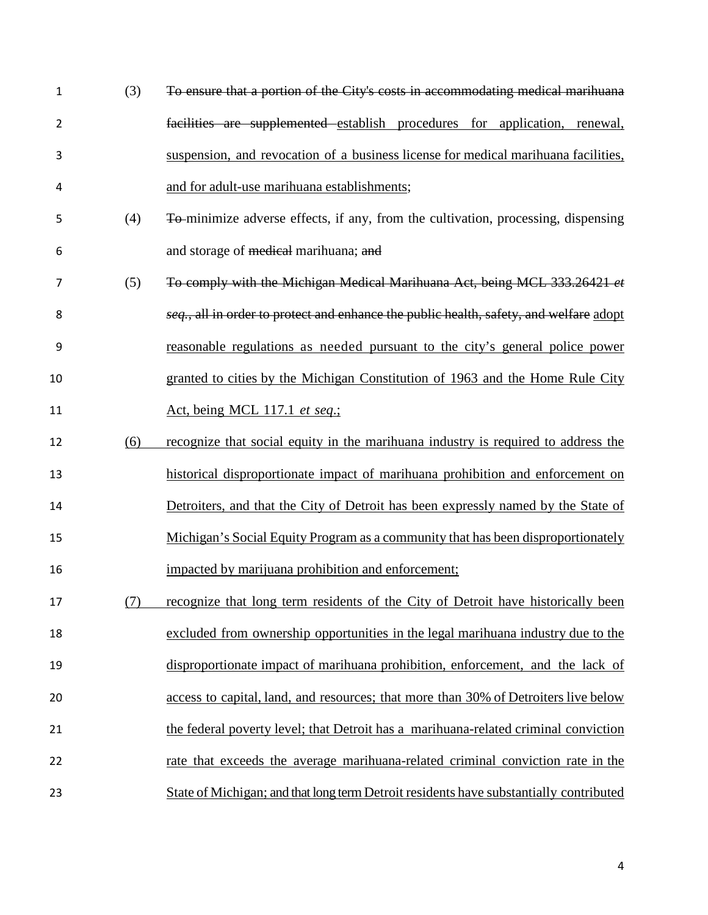(3) ~~To ensure that a portion of the City's costs in accommodating medical marihuana facilities are supplemented~~ <u>establish procedures for application, renewal, suspension, and revocation of a business license for medical marihuana facilities, and for adult-use marihuana establishments</u>;

(4) ~~To~~ minimize adverse effects, if any, from the cultivation, processing, dispensing and storage of ~~medical~~ marihuana; ~~and~~

(5) ~~To comply with the Michigan Medical Marihuana Act, being MCL 333.26421 *et seq.*, all in order to protect and enhance the public health, safety, and welfare~~ <u>adopt reasonable regulations as needed pursuant to the city's general police power granted to cities by the Michigan Constitution of 1963 and the Home Rule City Act, being MCL 117.1 *et seq.*;</u>

<u>(6) recognize that social equity in the marihuana industry is required to address the historical disproportionate impact of marihuana prohibition and enforcement on Detroiters, and that the City of Detroit has been expressly named by the State of Michigan's Social Equity Program as a community that has been disproportionately impacted by marijuana prohibition and enforcement;</u>

<u>(7) recognize that long term residents of the City of Detroit have historically been excluded from ownership opportunities in the legal marihuana industry due to the disproportionate impact of marihuana prohibition, enforcement, and the lack of access to capital, land, and resources; that more than 30% of Detroiters live below the federal poverty level; that Detroit has a marihuana-related criminal conviction rate that exceeds the average marihuana-related criminal conviction rate in the State of Michigan; and that long term Detroit residents have substantially contributed</u>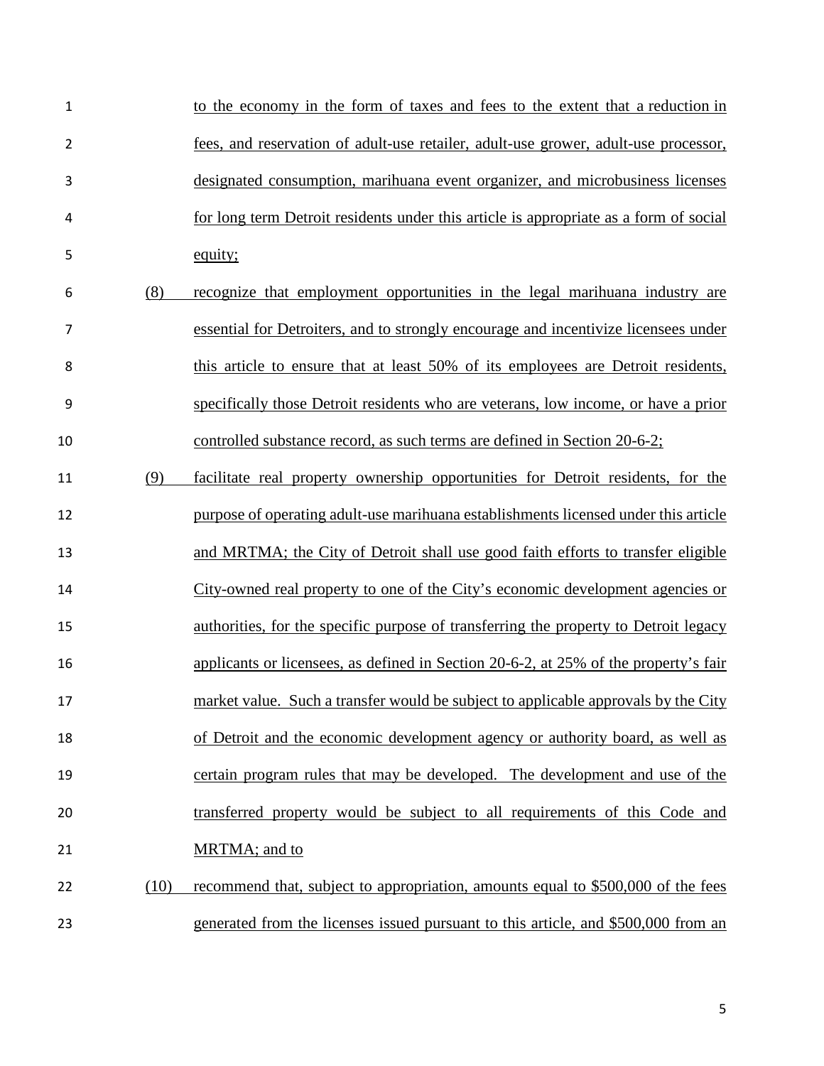to the economy in the form of taxes and fees to the extent that a reduction in fees, and reservation of adult-use retailer, adult-use grower, adult-use processor, designated consumption, marihuana event organizer, and microbusiness licenses for long term Detroit residents under this article is appropriate as a form of social equity;

(8) recognize that employment opportunities in the legal marihuana industry are essential for Detroiters, and to strongly encourage and incentivize licensees under this article to ensure that at least 50% of its employees are Detroit residents, specifically those Detroit residents who are veterans, low income, or have a prior controlled substance record, as such terms are defined in Section 20-6-2;

(9) facilitate real property ownership opportunities for Detroit residents, for the purpose of operating adult-use marihuana establishments licensed under this article and MRTMA; the City of Detroit shall use good faith efforts to transfer eligible City-owned real property to one of the City's economic development agencies or authorities, for the specific purpose of transferring the property to Detroit legacy applicants or licensees, as defined in Section 20-6-2, at 25% of the property's fair market value. Such a transfer would be subject to applicable approvals by the City of Detroit and the economic development agency or authority board, as well as certain program rules that may be developed. The development and use of the transferred property would be subject to all requirements of this Code and MRTMA; and to

(10) recommend that, subject to appropriation, amounts equal to $500,000 of the fees generated from the licenses issued pursuant to this article, and $500,000 from an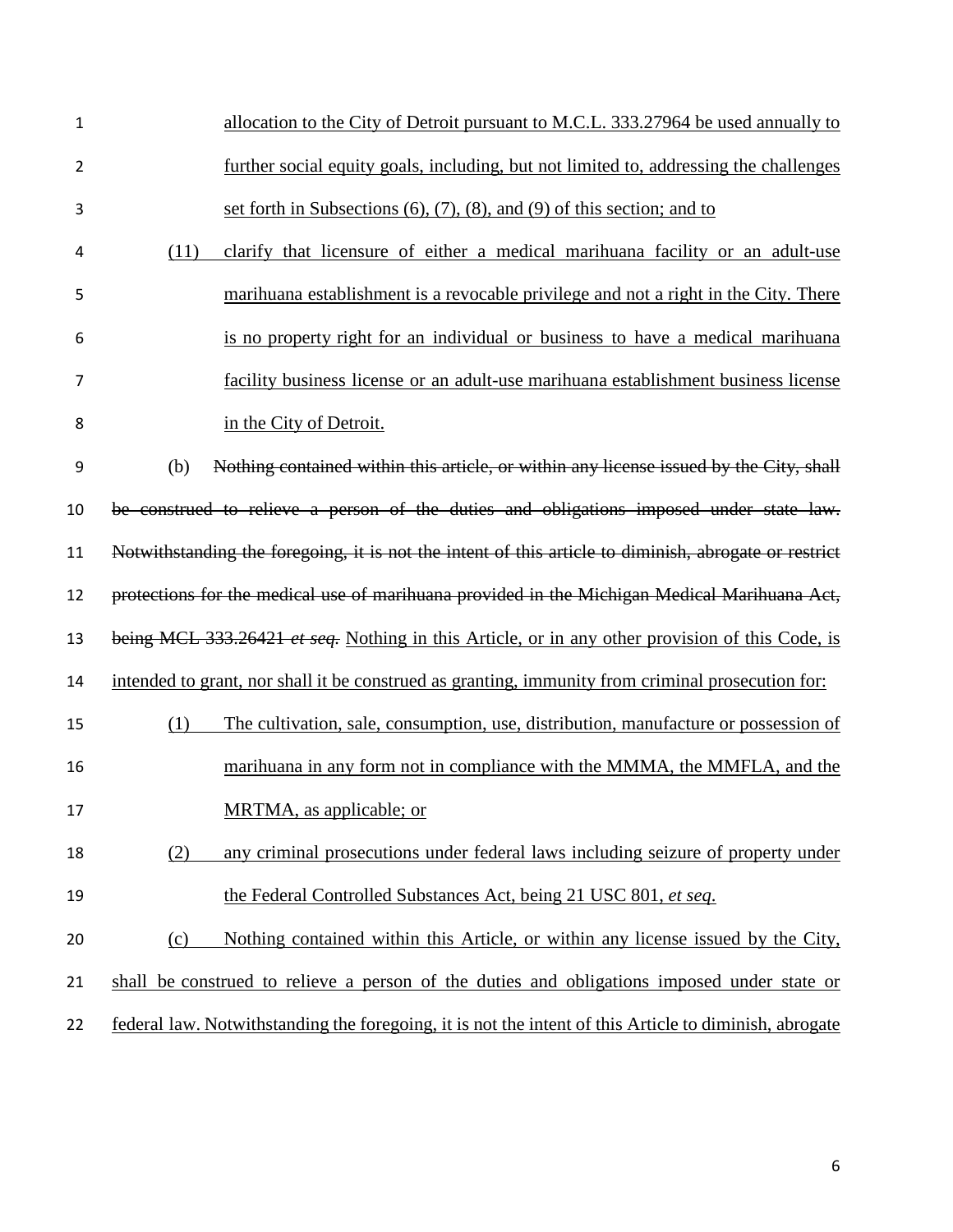allocation to the City of Detroit pursuant to M.C.L. 333.27964 be used annually to further social equity goals, including, but not limited to, addressing the challenges set forth in Subsections (6), (7), (8), and (9) of this section; and to

(11) clarify that licensure of either a medical marihuana facility or an adult-use marihuana establishment is a revocable privilege and not a right in the City. There is no property right for an individual or business to have a medical marihuana facility business license or an adult-use marihuana establishment business license in the City of Detroit.

(b) ~~Nothing contained within this article, or within any license issued by the City, shall be construed to relieve a person of the duties and obligations imposed under state law. Notwithstanding the foregoing, it is not the intent of this article to diminish, abrogate or restrict protections for the medical use of marihuana provided in the Michigan Medical Marihuana Act, being MCL 333.26421 *et seq.*~~ Nothing in this Article, or in any other provision of this Code, is intended to grant, nor shall it be construed as granting, immunity from criminal prosecution for:

(1) The cultivation, sale, consumption, use, distribution, manufacture or possession of marihuana in any form not in compliance with the MMMA, the MMFLA, and the MRTMA, as applicable; or

(2) any criminal prosecutions under federal laws including seizure of property under the Federal Controlled Substances Act, being 21 USC 801, *et seq*.

(c) Nothing contained within this Article, or within any license issued by the City, shall be construed to relieve a person of the duties and obligations imposed under state or federal law. Notwithstanding the foregoing, it is not the intent of this Article to diminish, abrogate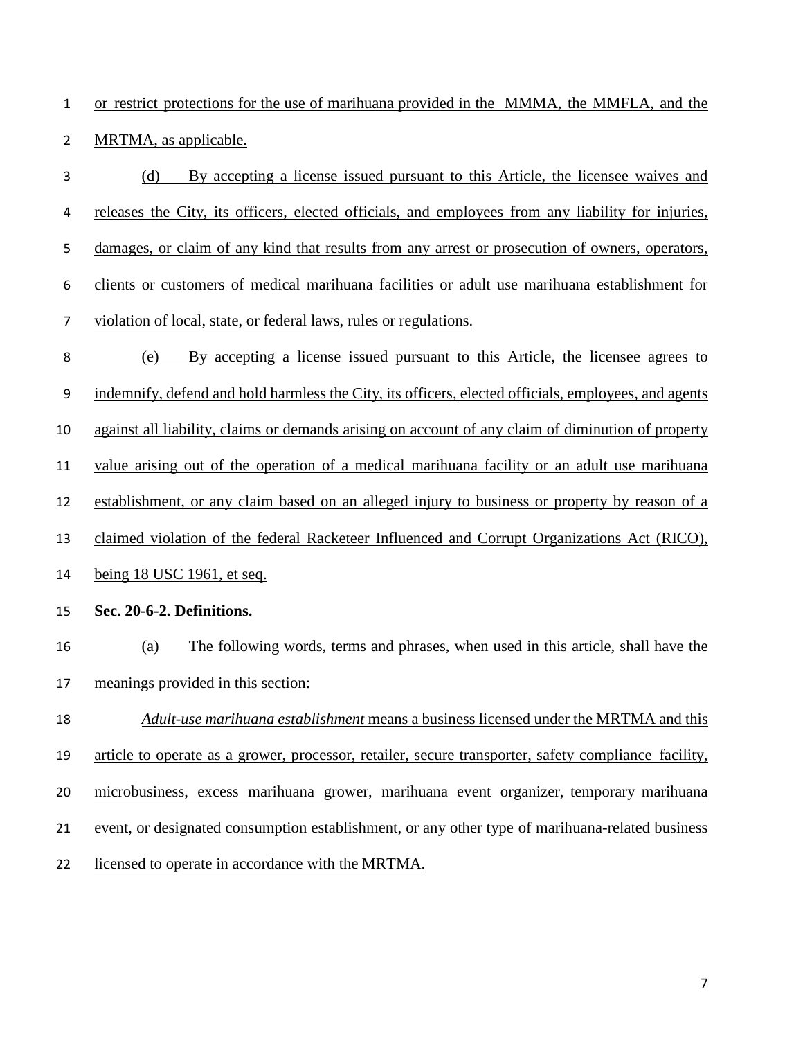or restrict protections for the use of marihuana provided in the MMMA, the MMFLA, and the MRTMA, as applicable.

(d) By accepting a license issued pursuant to this Article, the licensee waives and releases the City, its officers, elected officials, and employees from any liability for injuries, damages, or claim of any kind that results from any arrest or prosecution of owners, operators, clients or customers of medical marihuana facilities or adult use marihuana establishment for violation of local, state, or federal laws, rules or regulations.

(e) By accepting a license issued pursuant to this Article, the licensee agrees to indemnify, defend and hold harmless the City, its officers, elected officials, employees, and agents against all liability, claims or demands arising on account of any claim of diminution of property value arising out of the operation of a medical marihuana facility or an adult use marihuana establishment, or any claim based on an alleged injury to business or property by reason of a claimed violation of the federal Racketeer Influenced and Corrupt Organizations Act (RICO), being 18 USC 1961, et seq.

**Sec. 20-6-2. Definitions.**

(a) The following words, terms and phrases, when used in this article, shall have the meanings provided in this section:

*Adult-use marihuana establishment* means a business licensed under the MRTMA and this article to operate as a grower, processor, retailer, secure transporter, safety compliance facility, microbusiness, excess marihuana grower, marihuana event organizer, temporary marihuana event, or designated consumption establishment, or any other type of marihuana-related business licensed to operate in accordance with the MRTMA.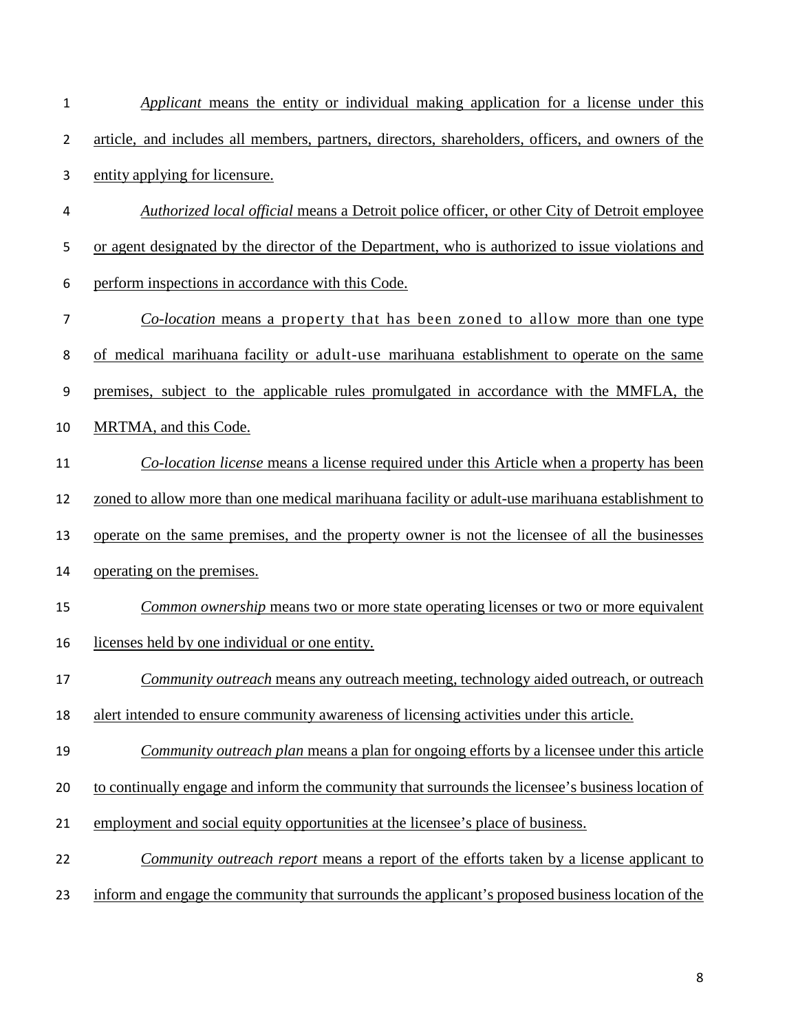*Applicant* means the entity or individual making application for a license under this article, and includes all members, partners, directors, shareholders, officers, and owners of the entity applying for licensure.

*Authorized local official* means a Detroit police officer, or other City of Detroit employee or agent designated by the director of the Department, who is authorized to issue violations and perform inspections in accordance with this Code.

*Co-location* means a property that has been zoned to allow more than one type of medical marihuana facility or adult-use marihuana establishment to operate on the same premises, subject to the applicable rules promulgated in accordance with the MMFLA, the MRTMA, and this Code.

*Co-location license* means a license required under this Article when a property has been zoned to allow more than one medical marihuana facility or adult-use marihuana establishment to operate on the same premises, and the property owner is not the licensee of all the businesses operating on the premises.

*Common ownership* means two or more state operating licenses or two or more equivalent licenses held by one individual or one entity.

*Community outreach* means any outreach meeting, technology aided outreach, or outreach alert intended to ensure community awareness of licensing activities under this article.

*Community outreach plan* means a plan for ongoing efforts by a licensee under this article to continually engage and inform the community that surrounds the licensee's business location of employment and social equity opportunities at the licensee's place of business.

*Community outreach report* means a report of the efforts taken by a license applicant to inform and engage the community that surrounds the applicant's proposed business location of the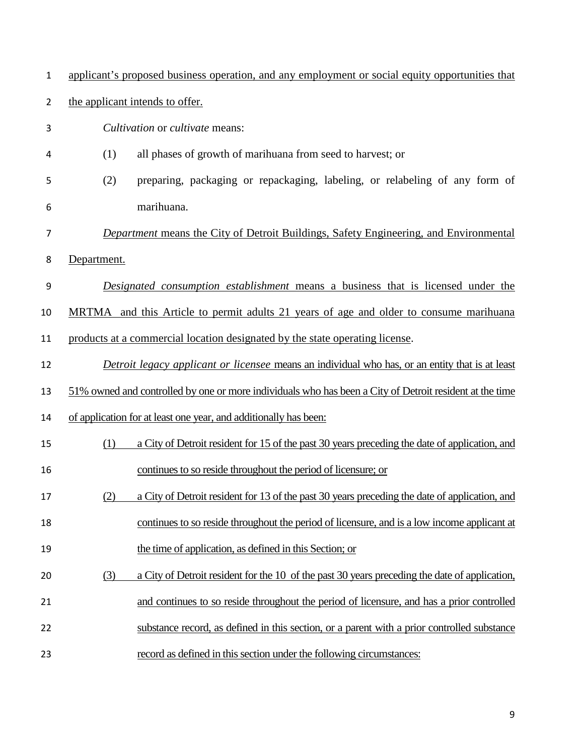applicant's proposed business operation, and any employment or social equity opportunities that the applicant intends to offer.

*Cultivation* or *cultivate* means:

(1) all phases of growth of marihuana from seed to harvest; or

(2) preparing, packaging or repackaging, labeling, or relabeling of any form of marihuana.

*Department* means the City of Detroit Buildings, Safety Engineering, and Environmental Department.

*Designated consumption establishment* means a business that is licensed under the MRTMA and this Article to permit adults 21 years of age and older to consume marihuana products at a commercial location designated by the state operating license.

*Detroit legacy applicant or licensee* means an individual who has, or an entity that is at least 51% owned and controlled by one or more individuals who has been a City of Detroit resident at the time of application for at least one year, and additionally has been:

(1) a City of Detroit resident for 15 of the past 30 years preceding the date of application, and continues to so reside throughout the period of licensure; or

(2) a City of Detroit resident for 13 of the past 30 years preceding the date of application, and continues to so reside throughout the period of licensure, and is a low income applicant at the time of application, as defined in this Section; or

(3) a City of Detroit resident for the 10 of the past 30 years preceding the date of application, and continues to so reside throughout the period of licensure, and has a prior controlled substance record, as defined in this section, or a parent with a prior controlled substance record as defined in this section under the following circumstances: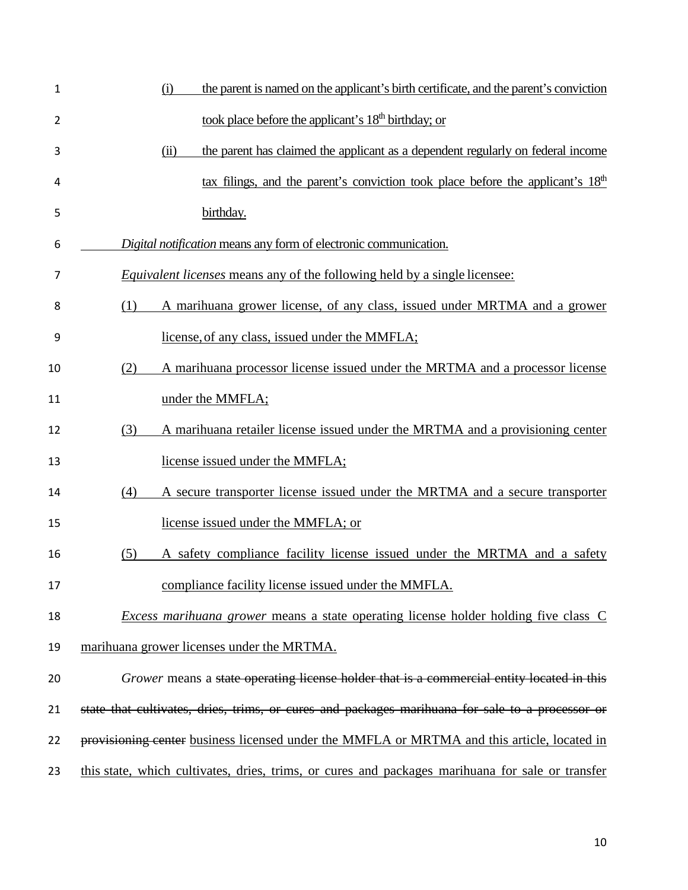(i) the parent is named on the applicant's birth certificate, and the parent's conviction took place before the applicant's 18th birthday; or

(ii) the parent has claimed the applicant as a dependent regularly on federal income tax filings, and the parent's conviction took place before the applicant's 18th birthday.

*Digital notification* means any form of electronic communication.

*Equivalent licenses* means any of the following held by a single licensee:

(1) A marihuana grower license, of any class, issued under MRTMA and a grower license, of any class, issued under the MMFLA;

(2) A marihuana processor license issued under the MRTMA and a processor license under the MMFLA;

(3) A marihuana retailer license issued under the MRTMA and a provisioning center license issued under the MMFLA;

(4) A secure transporter license issued under the MRTMA and a secure transporter license issued under the MMFLA; or

(5) A safety compliance facility license issued under the MRTMA and a safety compliance facility license issued under the MMFLA.

*Excess marihuana grower* means a state operating license holder holding five class C marihuana grower licenses under the MRTMA.

*Grower* means a ~~state operating license holder that is a commercial entity located in this state that cultivates, dries, trims, or cures and packages marihuana for sale to a processor or provisioning center~~ business licensed under the MMFLA or MRTMA and this article, located in this state, which cultivates, dries, trims, or cures and packages marihuana for sale or transfer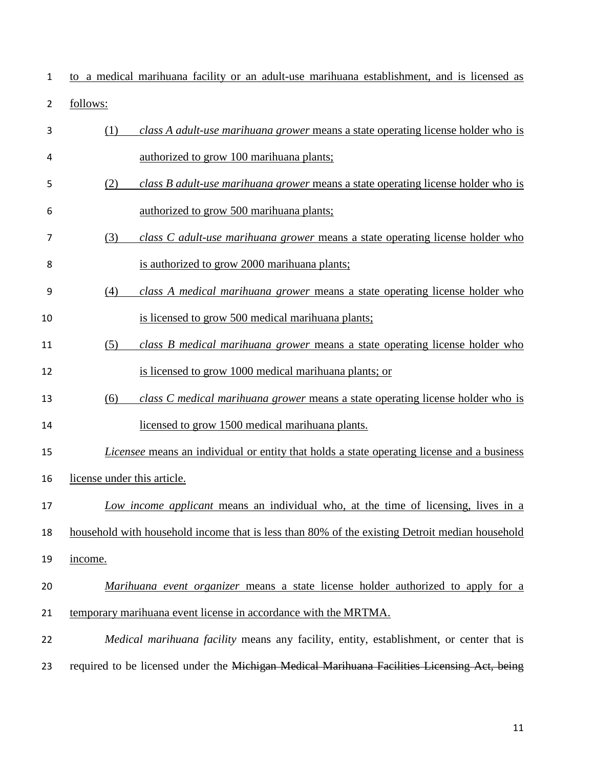to a medical marihuana facility or an adult-use marihuana establishment, and is licensed as follows:

(1) *class A adult-use marihuana grower* means a state operating license holder who is authorized to grow 100 marihuana plants;

(2) *class B adult-use marihuana grower* means a state operating license holder who is authorized to grow 500 marihuana plants;

(3) *class C adult-use marihuana grower* means a state operating license holder who is authorized to grow 2000 marihuana plants;

(4) *class A medical marihuana grower* means a state operating license holder who is licensed to grow 500 medical marihuana plants;

(5) *class B medical marihuana grower* means a state operating license holder who is licensed to grow 1000 medical marihuana plants; or

(6) *class C medical marihuana grower* means a state operating license holder who is licensed to grow 1500 medical marihuana plants.

*Licensee* means an individual or entity that holds a state operating license and a business license under this article.

*Low income applicant* means an individual who, at the time of licensing, lives in a household with household income that is less than 80% of the existing Detroit median household income.

*Marihuana event organizer* means a state license holder authorized to apply for a temporary marihuana event license in accordance with the MRTMA.

*Medical marihuana facility* means any facility, entity, establishment, or center that is required to be licensed under the ~~Michigan Medical Marihuana Facilities Licensing Act, being~~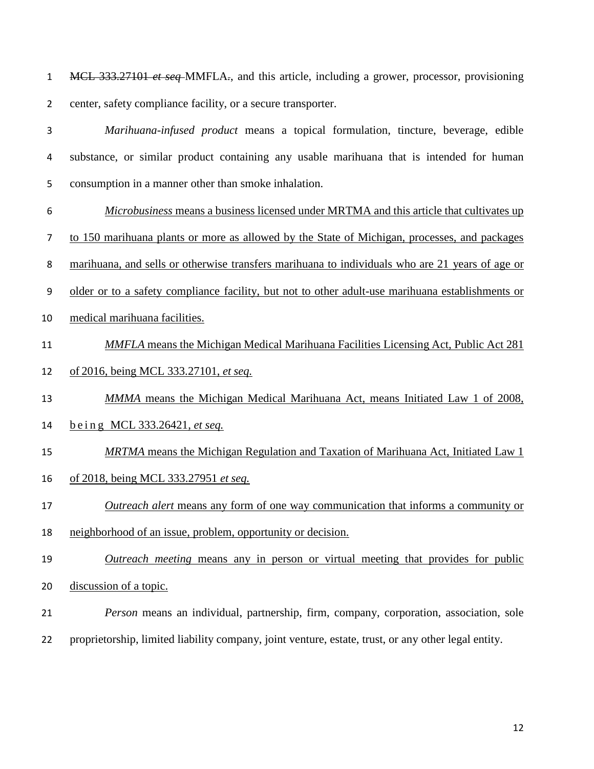~~MCL 333.27101 *et seq* ~~MMFLA~~.~~, and this article, including a grower, processor, provisioning center, safety compliance facility, or a secure transporter.

*Marihuana-infused product* means a topical formulation, tincture, beverage, edible substance, or similar product containing any usable marihuana that is intended for human consumption in a manner other than smoke inhalation.

<u>*Microbusiness* means a business licensed under MRTMA and this article that cultivates up to 150 marihuana plants or more as allowed by the State of Michigan, processes, and packages marihuana, and sells or otherwise transfers marihuana to individuals who are 21 years of age or older or to a safety compliance facility, but not to other adult-use marihuana establishments or medical marihuana facilities.</u>

<u>*MMFLA* means the Michigan Medical Marihuana Facilities Licensing Act, Public Act 281 of 2016, being MCL 333.27101, *et seq.*</u>

<u>*MMMA* means the Michigan Medical Marihuana Act, means Initiated Law 1 of 2008, being MCL 333.26421, *et seq.*</u>

<u>*MRTMA* means the Michigan Regulation and Taxation of Marihuana Act, Initiated Law 1 of 2018, being MCL 333.27951 *et seq.*</u>

<u>*Outreach alert* means any form of one way communication that informs a community or neighborhood of an issue, problem, opportunity or decision.</u>

<u>*Outreach meeting* means any in person or virtual meeting that provides for public discussion of a topic.</u>

*Person* means an individual, partnership, firm, company, corporation, association, sole proprietorship, limited liability company, joint venture, estate, trust, or any other legal entity.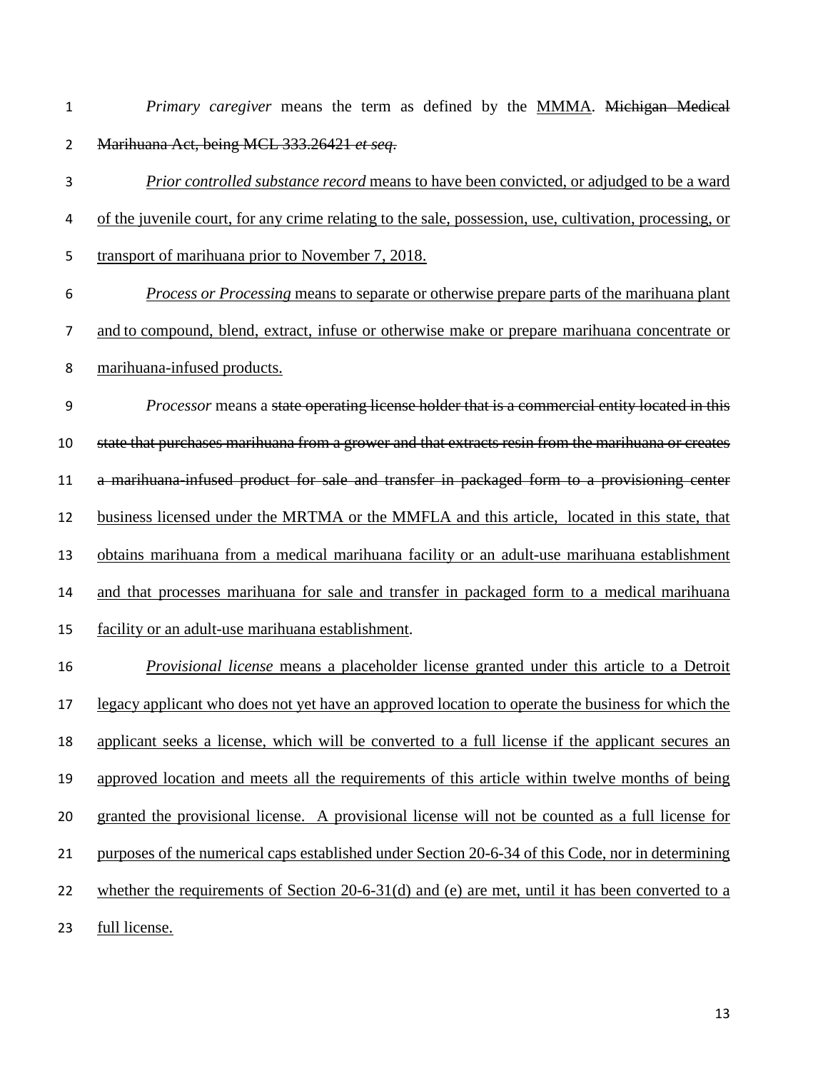*Primary caregiver* means the term as defined by the MMMA. ~~Michigan Medical Marihuana Act, being MCL 333.26421 *et seq*.~~

*Prior controlled substance record* means to have been convicted, or adjudged to be a ward of the juvenile court, for any crime relating to the sale, possession, use, cultivation, processing, or transport of marihuana prior to November 7, 2018.

*Process or Processing* means to separate or otherwise prepare parts of the marihuana plant and to compound, blend, extract, infuse or otherwise make or prepare marihuana concentrate or marihuana-infused products.

*Processor* means a ~~state operating license holder that is a commercial entity located in this state that purchases marihuana from a grower and that extracts resin from the marihuana or creates a marihuana-infused product for sale and transfer in packaged form to a provisioning center~~ business licensed under the MRTMA or the MMFLA and this article, located in this state, that obtains marihuana from a medical marihuana facility or an adult-use marihuana establishment and that processes marihuana for sale and transfer in packaged form to a medical marihuana facility or an adult-use marihuana establishment.

*Provisional license* means a placeholder license granted under this article to a Detroit legacy applicant who does not yet have an approved location to operate the business for which the applicant seeks a license, which will be converted to a full license if the applicant secures an approved location and meets all the requirements of this article within twelve months of being granted the provisional license. A provisional license will not be counted as a full license for purposes of the numerical caps established under Section 20-6-34 of this Code, nor in determining whether the requirements of Section 20-6-31(d) and (e) are met, until it has been converted to a full license.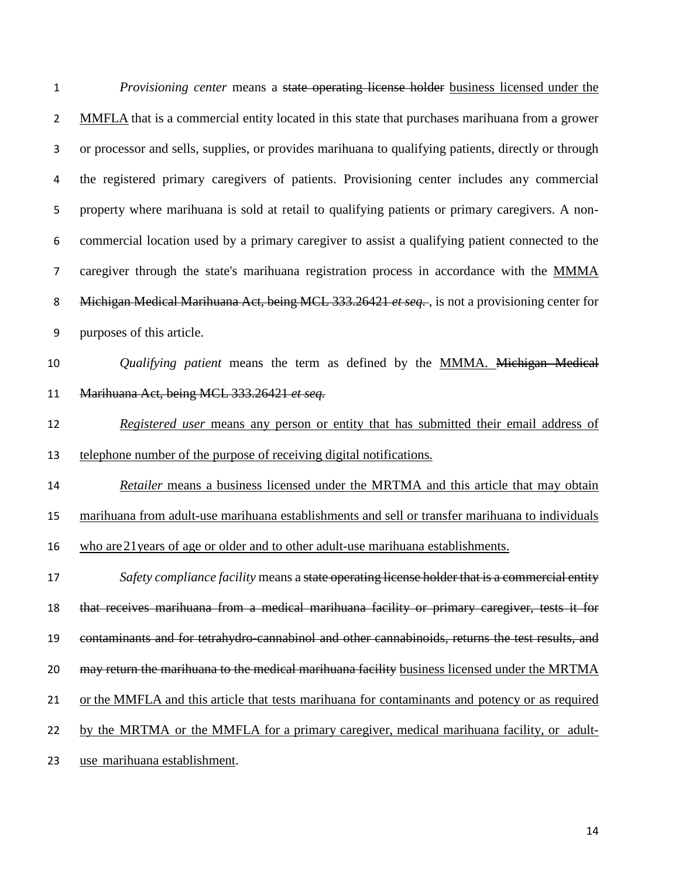*Provisioning center* means a ~~state operating license holder~~ <u>business licensed under the MMFLA</u> that is a commercial entity located in this state that purchases marihuana from a grower or processor and sells, supplies, or provides marihuana to qualifying patients, directly or through the registered primary caregivers of patients. Provisioning center includes any commercial property where marihuana is sold at retail to qualifying patients or primary caregivers. A non-commercial location used by a primary caregiver to assist a qualifying patient connected to the caregiver through the state's marihuana registration process in accordance with the <u>MMMA</u> ~~Michigan Medical Marihuana Act, being MCL 333.26421 *et seq.*~~ , is not a provisioning center for purposes of this article.

*Qualifying patient* means the term as defined by the <u>MMMA.</u> ~~Michigan Medical Marihuana Act, being MCL 333.26421 *et seq.*~~

<u>*Registered user* means any person or entity that has submitted their email address of telephone number of the purpose of receiving digital notifications.</u>

<u>*Retailer* means a business licensed under the MRTMA and this article that may obtain marihuana from adult-use marihuana establishments and sell or transfer marihuana to individuals who are 21 years of age or older and to other adult-use marihuana establishments.</u>

*Safety compliance facility* means a ~~state operating license holder that is a commercial entity that receives marihuana from a medical marihuana facility or primary caregiver, tests it for contaminants and for tetrahydro-cannabinol and other cannabinoids, returns the test results, and may return the marihuana to the medical marihuana facility~~ <u>business licensed under the MRTMA or the MMFLA and this article that tests marihuana for contaminants and potency or as required by the MRTMA or the MMFLA for a primary caregiver, medical marihuana facility, or adult-use marihuana establishment</u>.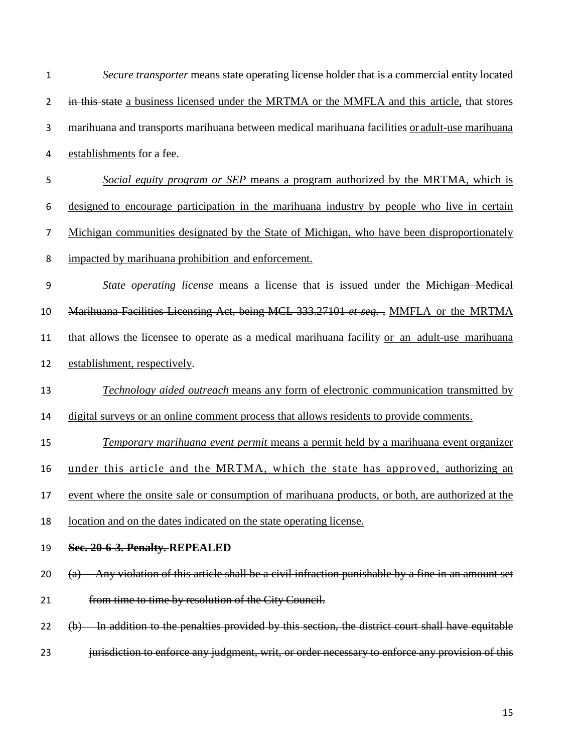*Secure transporter* means ~~state operating license holder that is a commercial entity located in this state~~ <u>a business licensed under the MRTMA or the MMFLA and this article,</u> that stores marihuana and transports marihuana between medical marihuana facilities <u>or adult-use marihuana establishments</u> for a fee.

<u>*Social equity program or SEP* means a program authorized by the MRTMA, which is designed to encourage participation in the marihuana industry by people who live in certain Michigan communities designated by the State of Michigan, who have been disproportionately impacted by marihuana prohibition and enforcement.</u>

*State operating license* means a license that is issued under the ~~Michigan Medical Marihuana Facilities Licensing Act, being MCL 333.27101 *et seq.* ,~~ <u>MMFLA or the MRTMA</u> that allows the licensee to operate as a medical marihuana facility <u>or an adult-use marihuana establishment, respectively</u>.

<u>*Technology aided outreach* means any form of electronic communication transmitted by digital surveys or an online comment process that allows residents to provide comments.</u>

<u>*Temporary marihuana event permit* means a permit held by a marihuana event organizer under this article and the MRTMA, which the state has approved, authorizing an event where the onsite sale or consumption of marihuana products, or both, are authorized at the location and on the dates indicated on the state operating license.</u>

**~~Sec. 20-6-3. Penalty.~~ REPEALED**

~~(a) Any violation of this article shall be a civil infraction punishable by a fine in an amount set from time to time by resolution of the City Council.~~

~~(b) In addition to the penalties provided by this section, the district court shall have equitable jurisdiction to enforce any judgment, writ, or order necessary to enforce any provision of this~~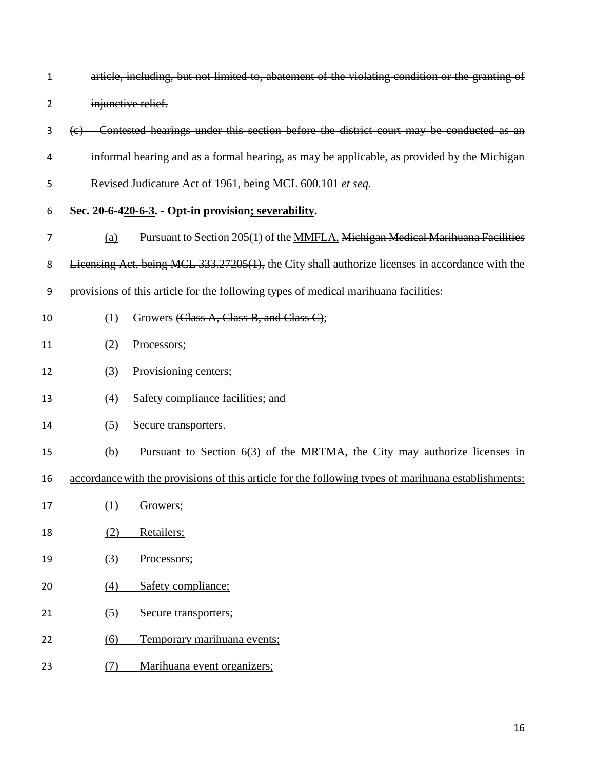~~article, including, but not limited to, abatement of the violating condition or the granting of injunctive relief.~~

~~(c) Contested hearings under this section before the district court may be conducted as an informal hearing and as a formal hearing, as may be applicable, as provided by the Michigan Revised Judicature Act of 1961, being MCL 600.101 *et seq.*~~

**Sec. ~~20-6-4~~<u>20-6-3</u>. - Opt-in provision<u>; severability</u>.**

<u>(a)</u> Pursuant to Section 205(1) of the <u>MMFLA,</u> ~~Michigan Medical Marihuana Facilities Licensing Act, being MCL 333.27205(1),~~ the City shall authorize licenses in accordance with the provisions of this article for the following types of medical marihuana facilities:

(1) Growers ~~(Class A, Class B, and Class C)~~;

(2) Processors;

(3) Provisioning centers;

(4) Safety compliance facilities; and

(5) Secure transporters.

<u>(b) Pursuant to Section 6(3) of the MRTMA, the City may authorize licenses in accordance with the provisions of this article for the following types of marihuana establishments:</u>

<u>(1) Growers;</u>

<u>(2) Retailers;</u>

<u>(3) Processors;</u>

<u>(4) Safety compliance;</u>

<u>(5) Secure transporters;</u>

<u>(6) Temporary marihuana events;</u>

<u>(7) Marihuana event organizers;</u>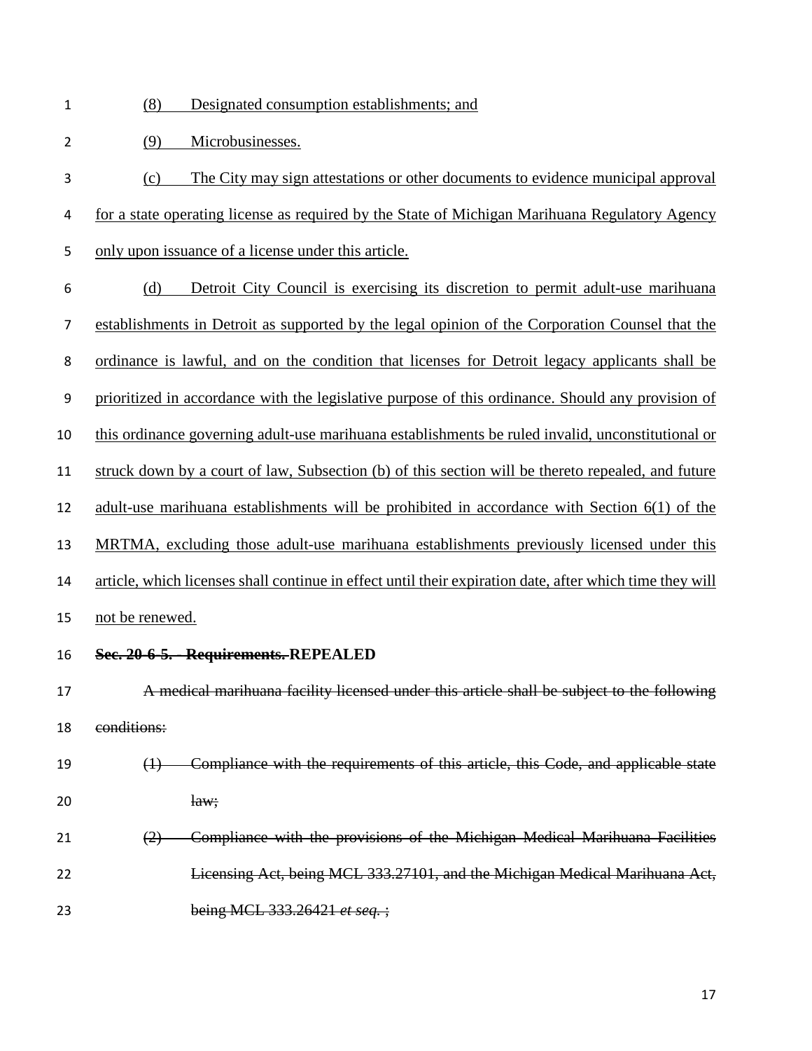(8) Designated consumption establishments; and

(9) Microbusinesses.

(c) The City may sign attestations or other documents to evidence municipal approval for a state operating license as required by the State of Michigan Marihuana Regulatory Agency only upon issuance of a license under this article.

(d) Detroit City Council is exercising its discretion to permit adult-use marihuana establishments in Detroit as supported by the legal opinion of the Corporation Counsel that the ordinance is lawful, and on the condition that licenses for Detroit legacy applicants shall be prioritized in accordance with the legislative purpose of this ordinance. Should any provision of this ordinance governing adult-use marihuana establishments be ruled invalid, unconstitutional or struck down by a court of law, Subsection (b) of this section will be thereto repealed, and future adult-use marihuana establishments will be prohibited in accordance with Section 6(1) of the MRTMA, excluding those adult-use marihuana establishments previously licensed under this article, which licenses shall continue in effect until their expiration date, after which time they will not be renewed.

**~~Sec. 20-6-5. - Requirements.~~ REPEALED**

~~A medical marihuana facility licensed under this article shall be subject to the following conditions:~~

~~(1) Compliance with the requirements of this article, this Code, and applicable state law;~~

~~(2) Compliance with the provisions of the Michigan Medical Marihuana Facilities Licensing Act, being MCL 333.27101, and the Michigan Medical Marihuana Act, being MCL 333.26421 *et seq.* ;~~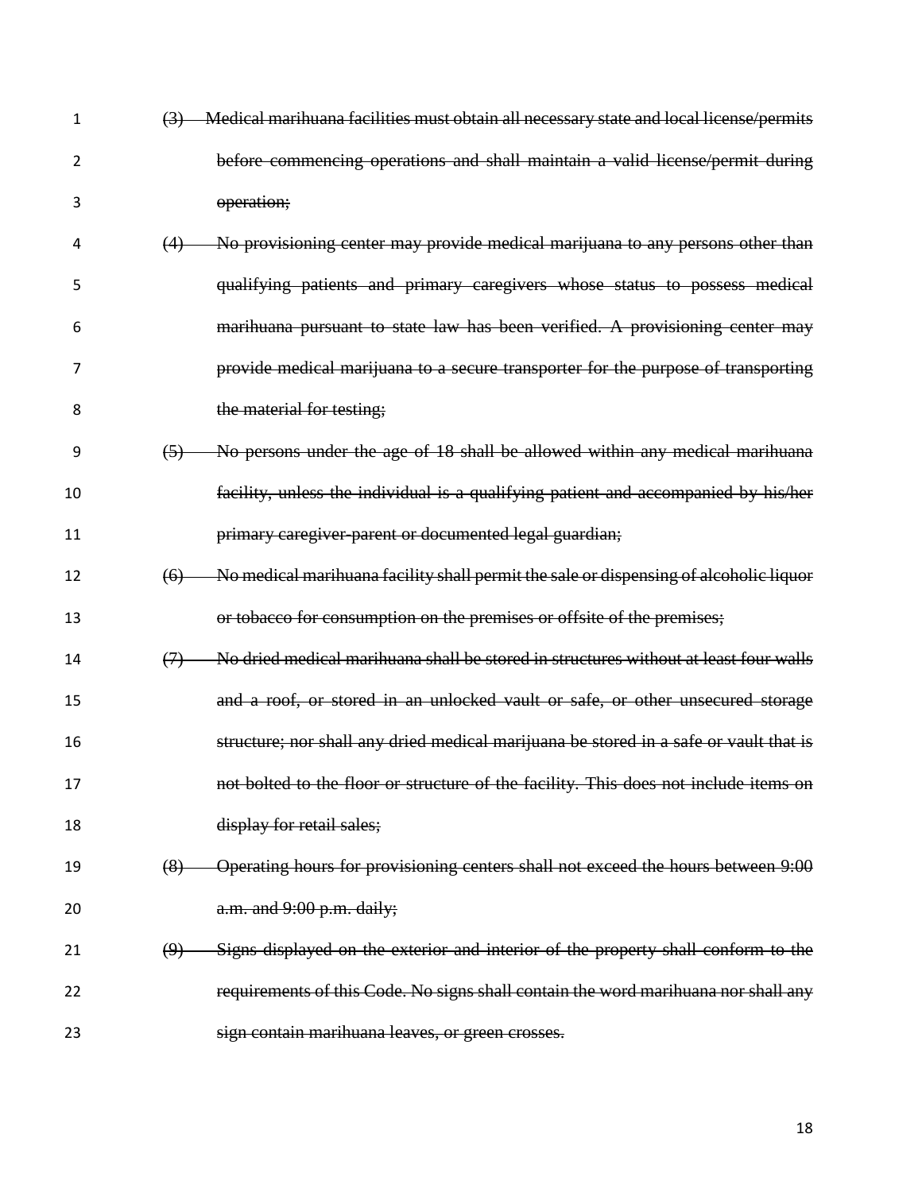~~(3) Medical marihuana facilities must obtain all necessary state and local license/permits before commencing operations and shall maintain a valid license/permit during operation;~~

~~(4) No provisioning center may provide medical marijuana to any persons other than qualifying patients and primary caregivers whose status to possess medical marihuana pursuant to state law has been verified. A provisioning center may provide medical marijuana to a secure transporter for the purpose of transporting the material for testing;~~

~~(5) No persons under the age of 18 shall be allowed within any medical marihuana facility, unless the individual is a qualifying patient and accompanied by his/her primary caregiver-parent or documented legal guardian;~~

~~(6) No medical marihuana facility shall permit the sale or dispensing of alcoholic liquor or tobacco for consumption on the premises or offsite of the premises;~~

~~(7) No dried medical marihuana shall be stored in structures without at least four walls and a roof, or stored in an unlocked vault or safe, or other unsecured storage structure; nor shall any dried medical marijuana be stored in a safe or vault that is not bolted to the floor or structure of the facility. This does not include items on display for retail sales;~~

~~(8) Operating hours for provisioning centers shall not exceed the hours between 9:00 a.m. and 9:00 p.m. daily;~~

~~(9) Signs displayed on the exterior and interior of the property shall conform to the requirements of this Code. No signs shall contain the word marihuana nor shall any sign contain marihuana leaves, or green crosses.~~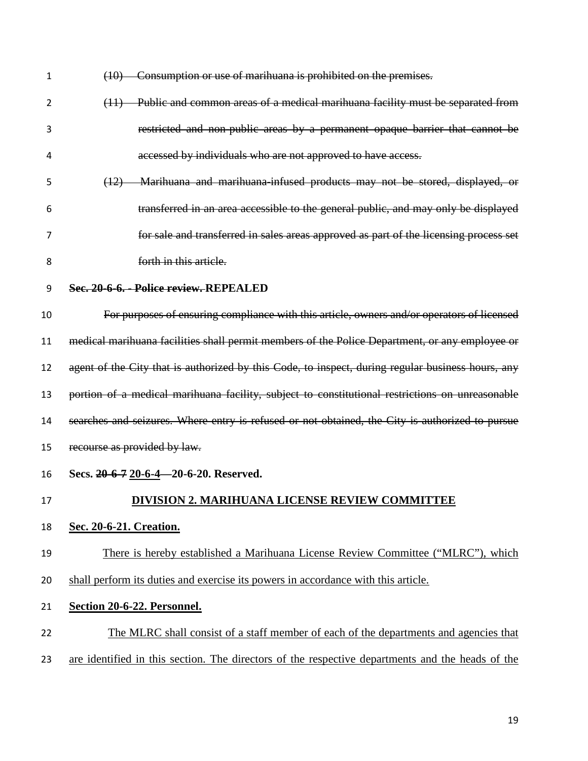~~(10) Consumption or use of marihuana is prohibited on the premises.~~

~~(11) Public and common areas of a medical marihuana facility must be separated from restricted and non-public areas by a permanent opaque barrier that cannot be accessed by individuals who are not approved to have access.~~

~~(12) Marihuana and marihuana-infused products may not be stored, displayed, or transferred in an area accessible to the general public, and may only be displayed for sale and transferred in sales areas approved as part of the licensing process set forth in this article.~~

**~~Sec. 20-6-6. - Police review.~~ REPEALED**

~~For purposes of ensuring compliance with this article, owners and/or operators of licensed medical marihuana facilities shall permit members of the Police Department, or any employee or agent of the City that is authorized by this Code, to inspect, during regular business hours, any portion of a medical marihuana facility, subject to constitutional restrictions on unreasonable searches and seizures. Where entry is refused or not obtained, the City is authorized to pursue recourse as provided by law.~~

**Secs. ~~20-6-7~~ <u>20-6-4</u>—20-6-20. Reserved.**

**<u>DIVISION 2. MARIHUANA LICENSE REVIEW COMMITTEE</u>**

**<u>Sec. 20-6-21. Creation.</u>**

<u>There is hereby established a Marihuana License Review Committee (“MLRC”), which shall perform its duties and exercise its powers in accordance with this article.</u>

**<u>Section 20-6-22. Personnel.</u>**

<u>The MLRC shall consist of a staff member of each of the departments and agencies that are identified in this section. The directors of the respective departments and the heads of the</u>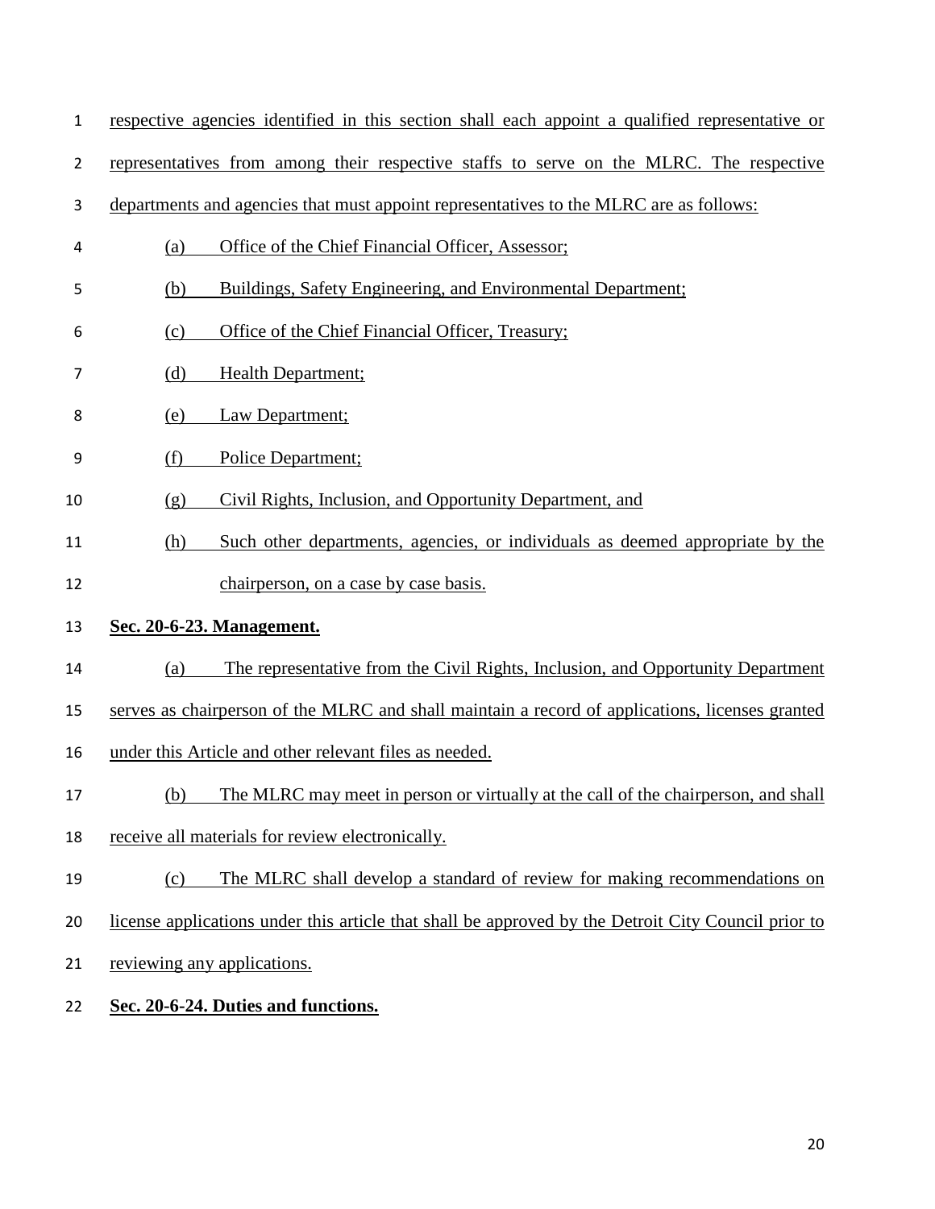respective agencies identified in this section shall each appoint a qualified representative or representatives from among their respective staffs to serve on the MLRC. The respective departments and agencies that must appoint representatives to the MLRC are as follows:

(a) Office of the Chief Financial Officer, Assessor;

(b) Buildings, Safety Engineering, and Environmental Department;

(c) Office of the Chief Financial Officer, Treasury;

(d) Health Department;

(e) Law Department;

(f) Police Department;

(g) Civil Rights, Inclusion, and Opportunity Department, and

(h) Such other departments, agencies, or individuals as deemed appropriate by the chairperson, on a case by case basis.

**Sec. 20-6-23. Management.**

(a) The representative from the Civil Rights, Inclusion, and Opportunity Department serves as chairperson of the MLRC and shall maintain a record of applications, licenses granted under this Article and other relevant files as needed.

(b) The MLRC may meet in person or virtually at the call of the chairperson, and shall receive all materials for review electronically.

(c) The MLRC shall develop a standard of review for making recommendations on license applications under this article that shall be approved by the Detroit City Council prior to reviewing any applications.

**Sec. 20-6-24. Duties and functions.**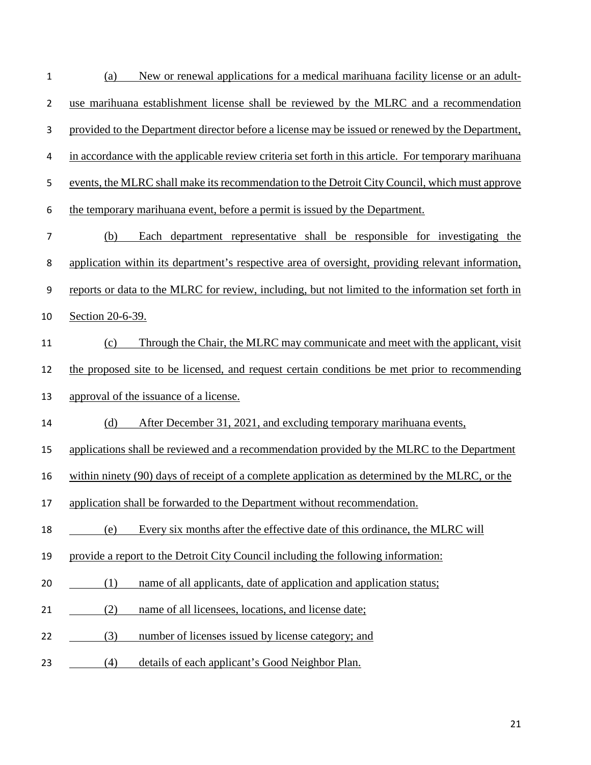(a) New or renewal applications for a medical marihuana facility license or an adult-use marihuana establishment license shall be reviewed by the MLRC and a recommendation provided to the Department director before a license may be issued or renewed by the Department, in accordance with the applicable review criteria set forth in this article. For temporary marihuana events, the MLRC shall make its recommendation to the Detroit City Council, which must approve the temporary marihuana event, before a permit is issued by the Department.

(b) Each department representative shall be responsible for investigating the application within its department's respective area of oversight, providing relevant information, reports or data to the MLRC for review, including, but not limited to the information set forth in Section 20-6-39.

(c) Through the Chair, the MLRC may communicate and meet with the applicant, visit the proposed site to be licensed, and request certain conditions be met prior to recommending approval of the issuance of a license.

(d) After December 31, 2021, and excluding temporary marihuana events, applications shall be reviewed and a recommendation provided by the MLRC to the Department within ninety (90) days of receipt of a complete application as determined by the MLRC, or the application shall be forwarded to the Department without recommendation.

(e) Every six months after the effective date of this ordinance, the MLRC will provide a report to the Detroit City Council including the following information:

(1) name of all applicants, date of application and application status;

(2) name of all licensees, locations, and license date;

(3) number of licenses issued by license category; and

(4) details of each applicant's Good Neighbor Plan.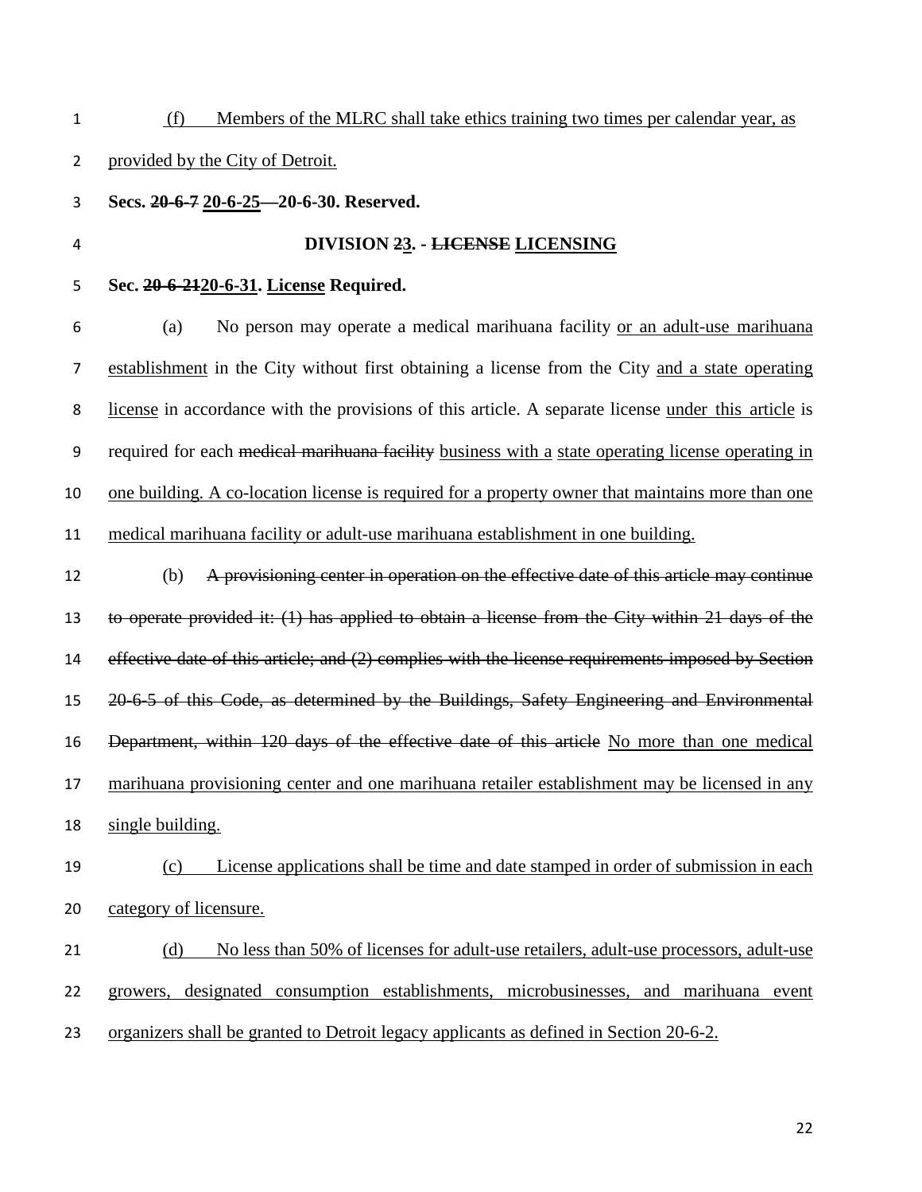(f) Members of the MLRC shall take ethics training two times per calendar year, as provided by the City of Detroit.

**Secs. ~~20-6-7~~ 20-6-25—20-6-30. Reserved.**

## DIVISION ~~2~~3. - ~~LICENSE~~ LICENSING

**Sec. ~~20-6-21~~20-6-31. License Required.**

(a) No person may operate a medical marihuana facility or an adult-use marihuana establishment in the City without first obtaining a license from the City and a state operating license in accordance with the provisions of this article. A separate license under this article is required for each ~~medical marihuana facility~~ business with a state operating license operating in one building. A co-location license is required for a property owner that maintains more than one medical marihuana facility or adult-use marihuana establishment in one building.

(b) ~~A provisioning center in operation on the effective date of this article may continue to operate provided it: (1) has applied to obtain a license from the City within 21 days of the effective date of this article; and (2) complies with the license requirements imposed by Section 20-6-5 of this Code, as determined by the Buildings, Safety Engineering and Environmental Department, within 120 days of the effective date of this article~~ No more than one medical marihuana provisioning center and one marihuana retailer establishment may be licensed in any single building.

(c) License applications shall be time and date stamped in order of submission in each category of licensure.

(d) No less than 50% of licenses for adult-use retailers, adult-use processors, adult-use growers, designated consumption establishments, microbusinesses, and marihuana event organizers shall be granted to Detroit legacy applicants as defined in Section 20-6-2.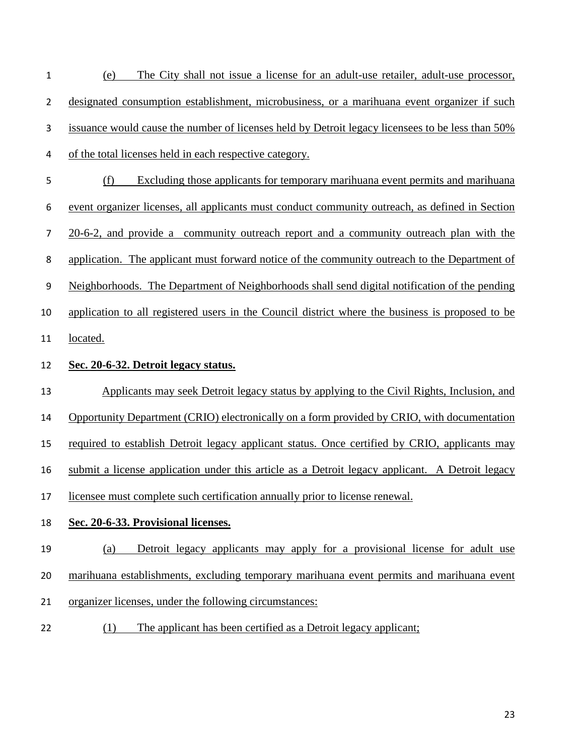(e) The City shall not issue a license for an adult-use retailer, adult-use processor, designated consumption establishment, microbusiness, or a marihuana event organizer if such issuance would cause the number of licenses held by Detroit legacy licensees to be less than 50% of the total licenses held in each respective category.

(f) Excluding those applicants for temporary marihuana event permits and marihuana event organizer licenses, all applicants must conduct community outreach, as defined in Section 20-6-2, and provide a community outreach report and a community outreach plan with the application. The applicant must forward notice of the community outreach to the Department of Neighborhoods. The Department of Neighborhoods shall send digital notification of the pending application to all registered users in the Council district where the business is proposed to be located.

**Sec. 20-6-32. Detroit legacy status.**

Applicants may seek Detroit legacy status by applying to the Civil Rights, Inclusion, and Opportunity Department (CRIO) electronically on a form provided by CRIO, with documentation required to establish Detroit legacy applicant status. Once certified by CRIO, applicants may submit a license application under this article as a Detroit legacy applicant. A Detroit legacy licensee must complete such certification annually prior to license renewal.

**Sec. 20-6-33. Provisional licenses.**

(a) Detroit legacy applicants may apply for a provisional license for adult use marihuana establishments, excluding temporary marihuana event permits and marihuana event organizer licenses, under the following circumstances:

(1) The applicant has been certified as a Detroit legacy applicant;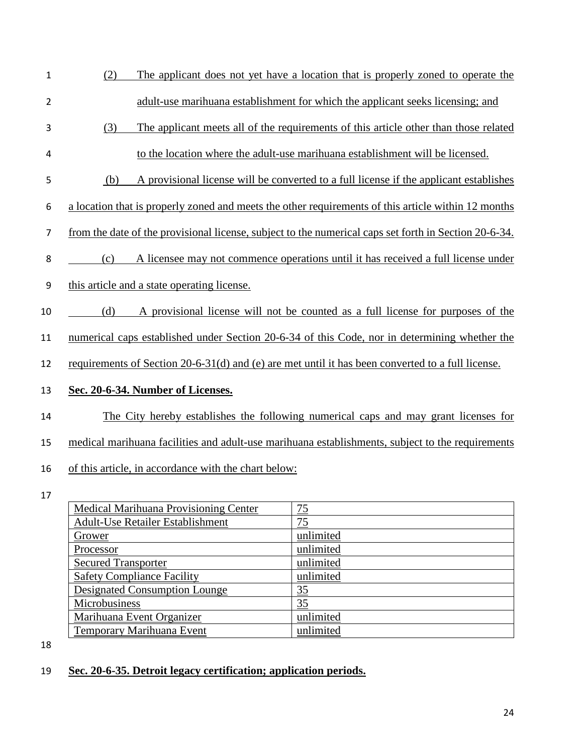(2) The applicant does not yet have a location that is properly zoned to operate the adult-use marihuana establishment for which the applicant seeks licensing; and

(3) The applicant meets all of the requirements of this article other than those related to the location where the adult-use marihuana establishment will be licensed.

(b) A provisional license will be converted to a full license if the applicant establishes a location that is properly zoned and meets the other requirements of this article within 12 months from the date of the provisional license, subject to the numerical caps set forth in Section 20-6-34.

(c) A licensee may not commence operations until it has received a full license under this article and a state operating license.

(d) A provisional license will not be counted as a full license for purposes of the numerical caps established under Section 20-6-34 of this Code, nor in determining whether the requirements of Section 20-6-31(d) and (e) are met until it has been converted to a full license.

**Sec. 20-6-34. Number of Licenses.**

The City hereby establishes the following numerical caps and may grant licenses for medical marihuana facilities and adult-use marihuana establishments, subject to the requirements of this article, in accordance with the chart below:

| | |
|---|---|
| Medical Marihuana Provisioning Center | 75 |
| Adult-Use Retailer Establishment | 75 |
| Grower | unlimited |
| Processor | unlimited |
| Secured Transporter | unlimited |
| Safety Compliance Facility | unlimited |
| Designated Consumption Lounge | 35 |
| Microbusiness | 35 |
| Marihuana Event Organizer | unlimited |
| Temporary Marihuana Event | unlimited |

**Sec. 20-6-35. Detroit legacy certification; application periods.**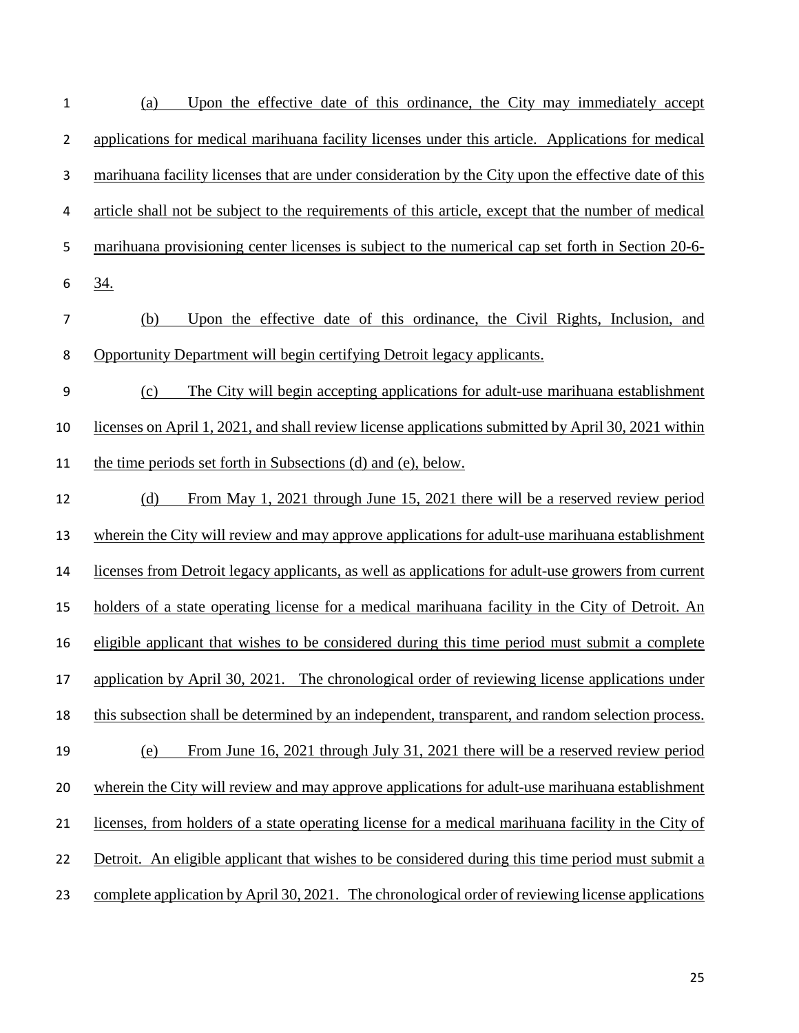(a) Upon the effective date of this ordinance, the City may immediately accept applications for medical marihuana facility licenses under this article. Applications for medical marihuana facility licenses that are under consideration by the City upon the effective date of this article shall not be subject to the requirements of this article, except that the number of medical marihuana provisioning center licenses is subject to the numerical cap set forth in Section 20-6-34.

(b) Upon the effective date of this ordinance, the Civil Rights, Inclusion, and Opportunity Department will begin certifying Detroit legacy applicants.

(c) The City will begin accepting applications for adult-use marihuana establishment licenses on April 1, 2021, and shall review license applications submitted by April 30, 2021 within the time periods set forth in Subsections (d) and (e), below.

(d) From May 1, 2021 through June 15, 2021 there will be a reserved review period wherein the City will review and may approve applications for adult-use marihuana establishment licenses from Detroit legacy applicants, as well as applications for adult-use growers from current holders of a state operating license for a medical marihuana facility in the City of Detroit. An eligible applicant that wishes to be considered during this time period must submit a complete application by April 30, 2021. The chronological order of reviewing license applications under this subsection shall be determined by an independent, transparent, and random selection process.

(e) From June 16, 2021 through July 31, 2021 there will be a reserved review period wherein the City will review and may approve applications for adult-use marihuana establishment licenses, from holders of a state operating license for a medical marihuana facility in the City of Detroit. An eligible applicant that wishes to be considered during this time period must submit a complete application by April 30, 2021. The chronological order of reviewing license applications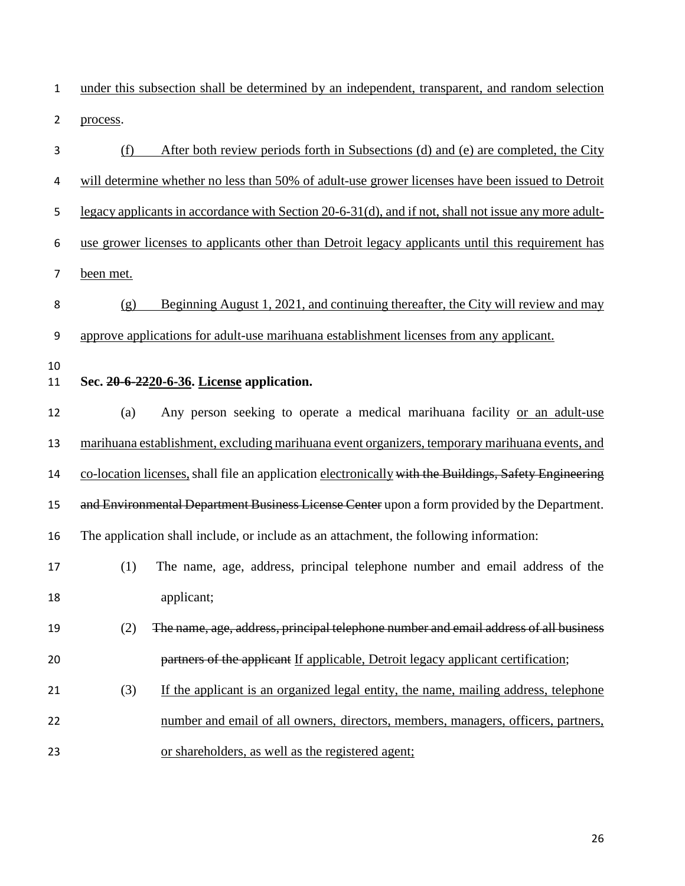under this subsection shall be determined by an independent, transparent, and random selection process.

(f) After both review periods forth in Subsections (d) and (e) are completed, the City will determine whether no less than 50% of adult-use grower licenses have been issued to Detroit legacy applicants in accordance with Section 20-6-31(d), and if not, shall not issue any more adult-use grower licenses to applicants other than Detroit legacy applicants until this requirement has been met.

(g) Beginning August 1, 2021, and continuing thereafter, the City will review and may approve applications for adult-use marihuana establishment licenses from any applicant.

**Sec. ~~20-6-22~~20-6-36. License application.**

(a) Any person seeking to operate a medical marihuana facility or an adult-use marihuana establishment, excluding marihuana event organizers, temporary marihuana events, and co-location licenses, shall file an application electronically ~~with the Buildings, Safety Engineering and Environmental Department Business License Center~~ upon a form provided by the Department. The application shall include, or include as an attachment, the following information:

(1) The name, age, address, principal telephone number and email address of the applicant;

(2) ~~The name, age, address, principal telephone number and email address of all business partners of the applicant~~ If applicable, Detroit legacy applicant certification;

(3) If the applicant is an organized legal entity, the name, mailing address, telephone number and email of all owners, directors, members, managers, officers, partners, or shareholders, as well as the registered agent;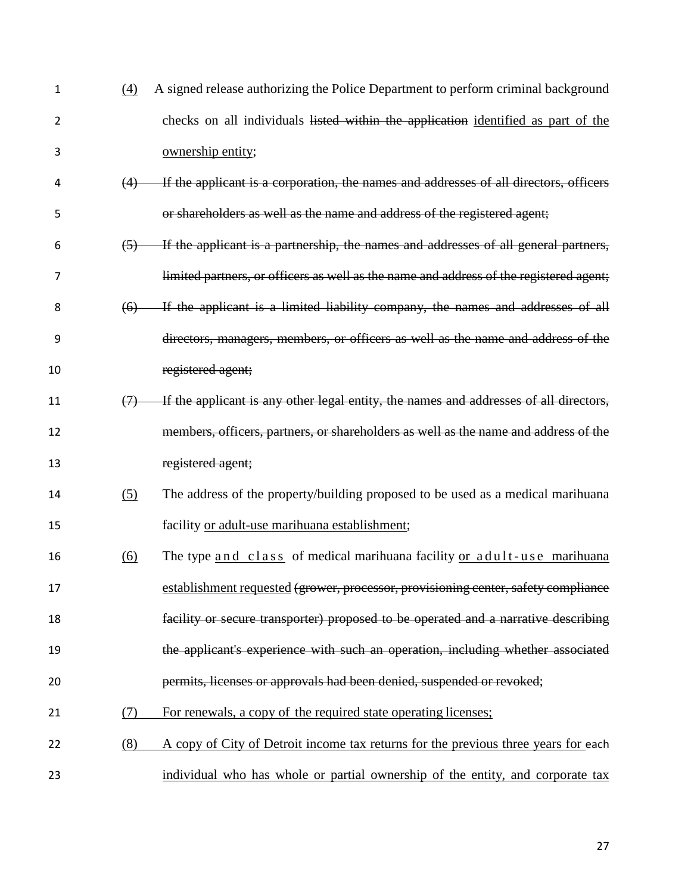<u>(4)</u> A signed release authorizing the Police Department to perform criminal background checks on all individuals ~~listed within the application~~ <u>identified as part of the ownership entity</u>;

~~(4) If the applicant is a corporation, the names and addresses of all directors, officers or shareholders as well as the name and address of the registered agent;~~

~~(5) If the applicant is a partnership, the names and addresses of all general partners, limited partners, or officers as well as the name and address of the registered agent;~~

~~(6) If the applicant is a limited liability company, the names and addresses of all directors, managers, members, or officers as well as the name and address of the registered agent;~~

~~(7) If the applicant is any other legal entity, the names and addresses of all directors, members, officers, partners, or shareholders as well as the name and address of the registered agent;~~

<u>(5)</u> The address of the property/building proposed to be used as a medical marihuana facility <u>or adult-use marihuana establishment</u>;

<u>(6)</u> The type <u>and class</u> of medical marihuana facility <u>or adult-use marihuana establishment requested</u> ~~(grower, processor, provisioning center, safety compliance facility or secure transporter) proposed to be operated and a narrative describing the applicant's experience with such an operation, including whether associated permits, licenses or approvals had been denied, suspended or revoked~~;

<u>(7) For renewals, a copy of the required state operating licenses;</u>

<u>(8) A copy of City of Detroit income tax returns for the previous three years for each individual who has whole or partial ownership of the entity, and corporate tax</u>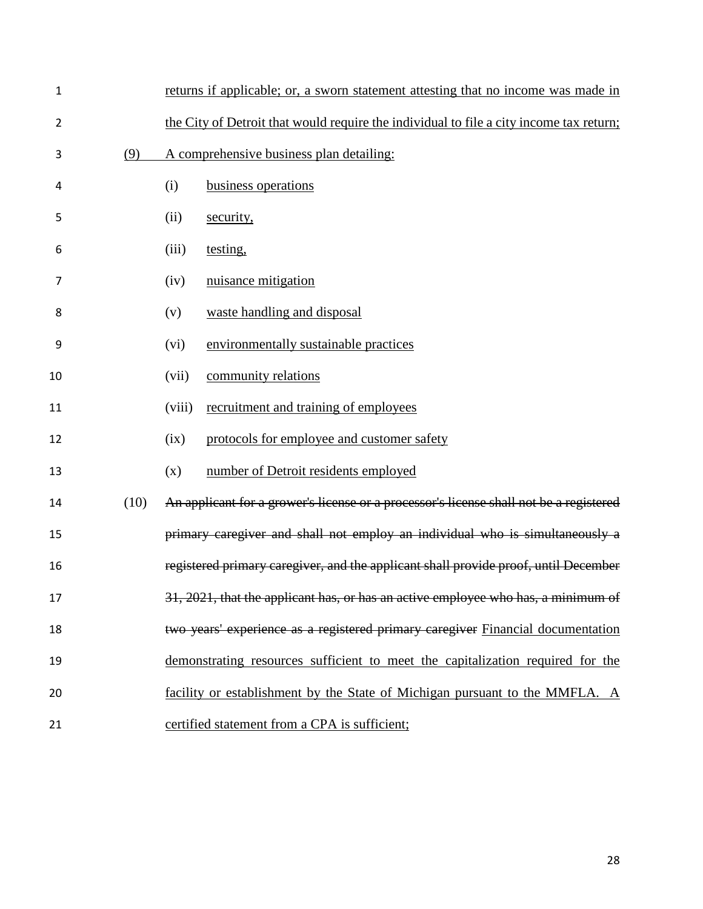returns if applicable; or, a sworn statement attesting that no income was made in the City of Detroit that would require the individual to file a city income tax return;

(9) A comprehensive business plan detailing:

(i) business operations

(ii) security,

(iii) testing,

(iv) nuisance mitigation

(v) waste handling and disposal

(vi) environmentally sustainable practices

(vii) community relations

(viii) recruitment and training of employees

(ix) protocols for employee and customer safety

(x) number of Detroit residents employed

(10) ~~An applicant for a grower's license or a processor's license shall not be a registered primary caregiver and shall not employ an individual who is simultaneously a registered primary caregiver, and the applicant shall provide proof, until December 31, 2021, that the applicant has, or has an active employee who has, a minimum of two years' experience as a registered primary caregiver~~ Financial documentation demonstrating resources sufficient to meet the capitalization required for the facility or establishment by the State of Michigan pursuant to the MMFLA. A certified statement from a CPA is sufficient;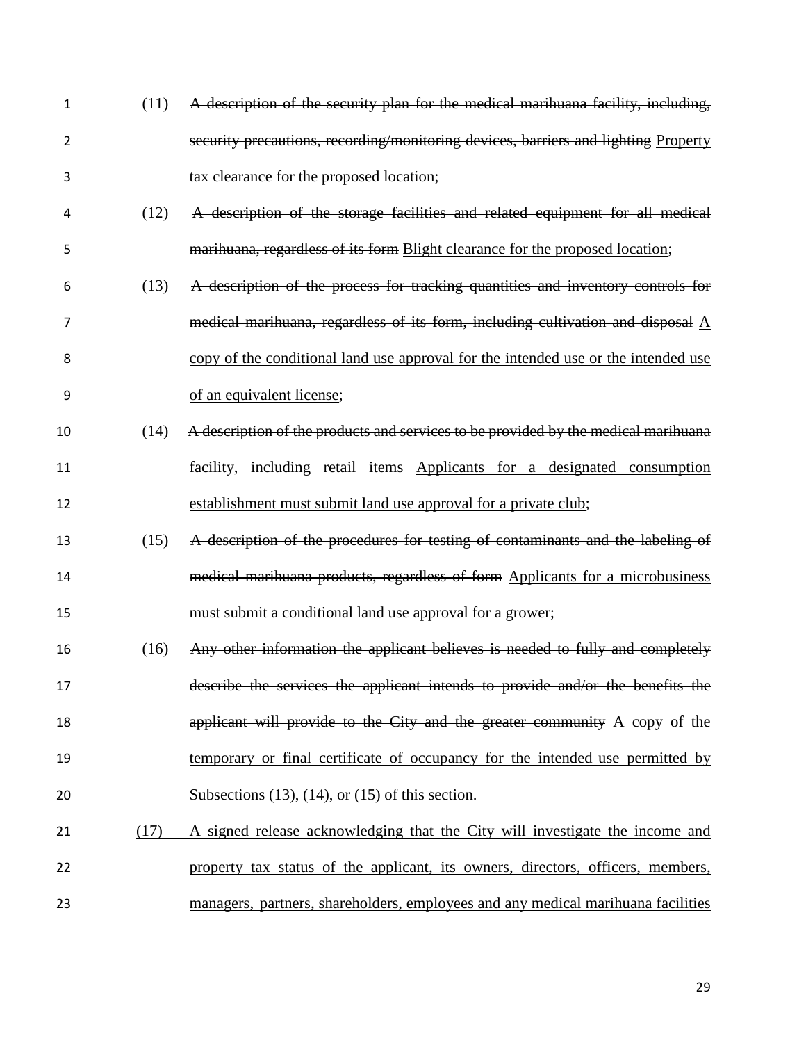(11) ~~A description of the security plan for the medical marihuana facility, including, security precautions, recording/monitoring devices, barriers and lighting~~ <u>Property tax clearance for the proposed location</u>;

(12) ~~A description of the storage facilities and related equipment for all medical marihuana, regardless of its form~~ <u>Blight clearance for the proposed location</u>;

(13) ~~A description of the process for tracking quantities and inventory controls for medical marihuana, regardless of its form, including cultivation and disposal~~ <u>A copy of the conditional land use approval for the intended use or the intended use of an equivalent license</u>;

(14) ~~A description of the products and services to be provided by the medical marihuana facility, including retail items~~ <u>Applicants for a designated consumption establishment must submit land use approval for a private club</u>;

(15) ~~A description of the procedures for testing of contaminants and the labeling of medical marihuana products, regardless of form~~ <u>Applicants for a microbusiness must submit a conditional land use approval for a grower</u>;

(16) ~~Any other information the applicant believes is needed to fully and completely describe the services the applicant intends to provide and/or the benefits the applicant will provide to the City and the greater community~~ <u>A copy of the temporary or final certificate of occupancy for the intended use permitted by Subsections (13), (14), or (15) of this section</u>.

<u>(17) A signed release acknowledging that the City will investigate the income and property tax status of the applicant, its owners, directors, officers, members, managers, partners, shareholders, employees and any medical marihuana facilities</u>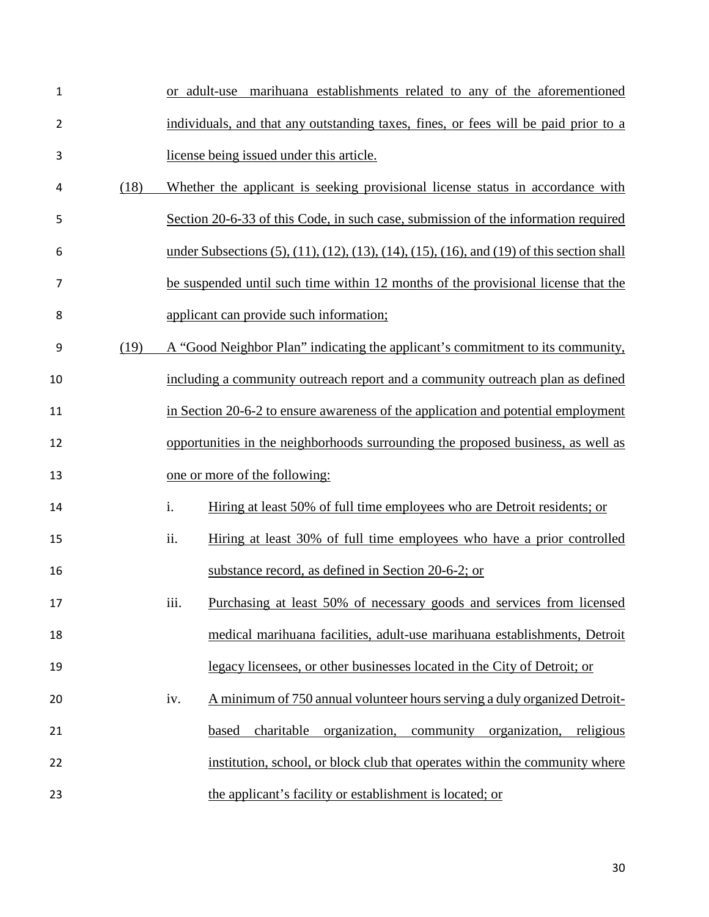or adult-use marihuana establishments related to any of the aforementioned individuals, and that any outstanding taxes, fines, or fees will be paid prior to a license being issued under this article.

(18) Whether the applicant is seeking provisional license status in accordance with Section 20-6-33 of this Code, in such case, submission of the information required under Subsections (5), (11), (12), (13), (14), (15), (16), and (19) of this section shall be suspended until such time within 12 months of the provisional license that the applicant can provide such information;

(19) A "Good Neighbor Plan" indicating the applicant's commitment to its community, including a community outreach report and a community outreach plan as defined in Section 20-6-2 to ensure awareness of the application and potential employment opportunities in the neighborhoods surrounding the proposed business, as well as one or more of the following:

i. Hiring at least 50% of full time employees who are Detroit residents; or

ii. Hiring at least 30% of full time employees who have a prior controlled substance record, as defined in Section 20-6-2; or

iii. Purchasing at least 50% of necessary goods and services from licensed medical marihuana facilities, adult-use marihuana establishments, Detroit legacy licensees, or other businesses located in the City of Detroit; or

iv. A minimum of 750 annual volunteer hours serving a duly organized Detroit-based charitable organization, community organization, religious institution, school, or block club that operates within the community where the applicant's facility or establishment is located; or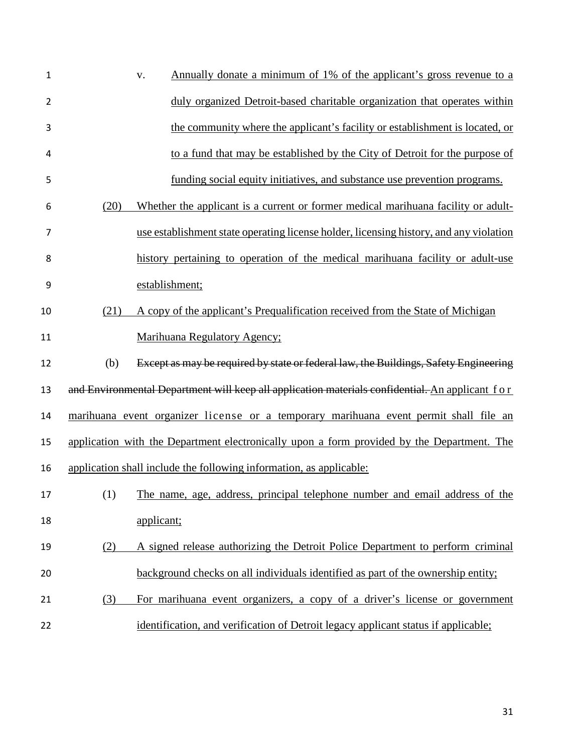v. Annually donate a minimum of 1% of the applicant's gross revenue to a duly organized Detroit-based charitable organization that operates within the community where the applicant's facility or establishment is located, or to a fund that may be established by the City of Detroit for the purpose of funding social equity initiatives, and substance use prevention programs.

(20) Whether the applicant is a current or former medical marihuana facility or adult-use establishment state operating license holder, licensing history, and any violation history pertaining to operation of the medical marihuana facility or adult-use establishment;

(21) A copy of the applicant's Prequalification received from the State of Michigan Marihuana Regulatory Agency;

(b) ~~Except as may be required by state or federal law, the Buildings, Safety Engineering and Environmental Department will keep all application materials confidential.~~ An applicant for marihuana event organizer license or a temporary marihuana event permit shall file an application with the Department electronically upon a form provided by the Department. The application shall include the following information, as applicable:

(1) The name, age, address, principal telephone number and email address of the applicant;

(2) A signed release authorizing the Detroit Police Department to perform criminal background checks on all individuals identified as part of the ownership entity;

(3) For marihuana event organizers, a copy of a driver's license or government identification, and verification of Detroit legacy applicant status if applicable;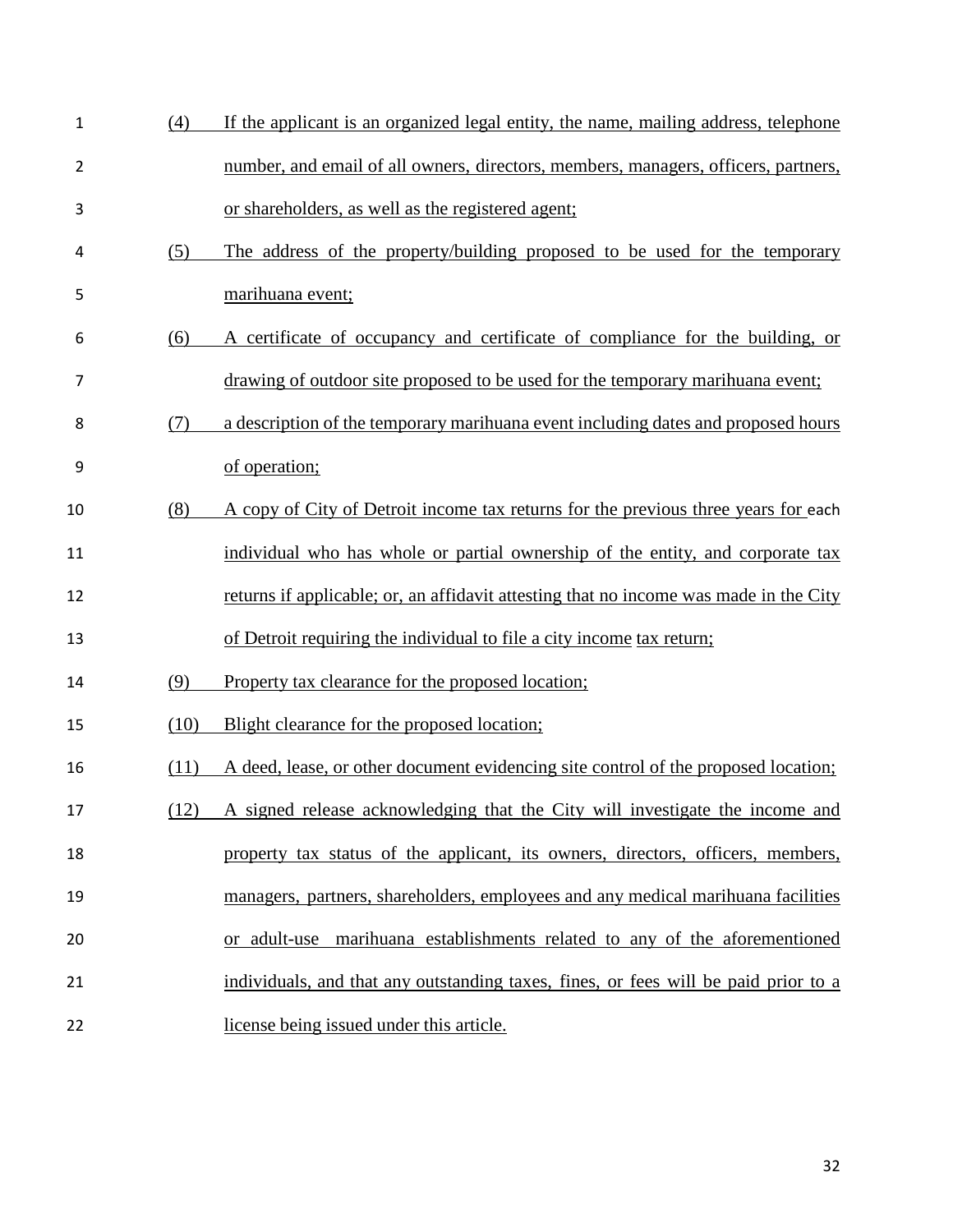(4) If the applicant is an organized legal entity, the name, mailing address, telephone number, and email of all owners, directors, members, managers, officers, partners, or shareholders, as well as the registered agent;

(5) The address of the property/building proposed to be used for the temporary marihuana event;

(6) A certificate of occupancy and certificate of compliance for the building, or drawing of outdoor site proposed to be used for the temporary marihuana event;

(7) a description of the temporary marihuana event including dates and proposed hours of operation;

(8) A copy of City of Detroit income tax returns for the previous three years for each individual who has whole or partial ownership of the entity, and corporate tax returns if applicable; or, an affidavit attesting that no income was made in the City of Detroit requiring the individual to file a city income tax return;

(9) Property tax clearance for the proposed location;

(10) Blight clearance for the proposed location;

(11) A deed, lease, or other document evidencing site control of the proposed location;

(12) A signed release acknowledging that the City will investigate the income and property tax status of the applicant, its owners, directors, officers, members, managers, partners, shareholders, employees and any medical marihuana facilities or adult-use marihuana establishments related to any of the aforementioned individuals, and that any outstanding taxes, fines, or fees will be paid prior to a license being issued under this article.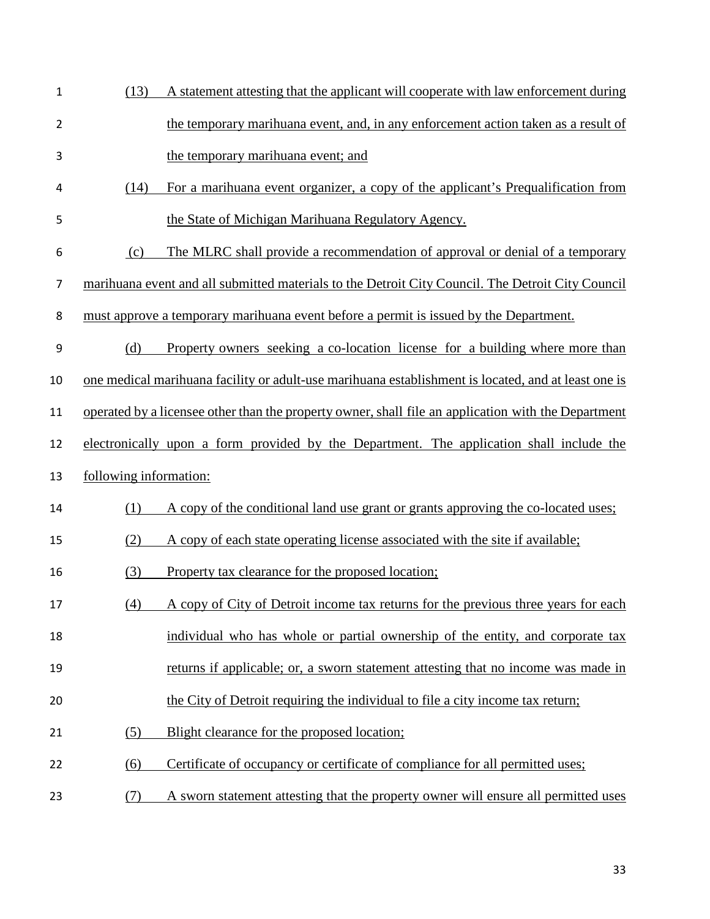(13) A statement attesting that the applicant will cooperate with law enforcement during the temporary marihuana event, and, in any enforcement action taken as a result of the temporary marihuana event; and

(14) For a marihuana event organizer, a copy of the applicant's Prequalification from the State of Michigan Marihuana Regulatory Agency.

(c) The MLRC shall provide a recommendation of approval or denial of a temporary marihuana event and all submitted materials to the Detroit City Council. The Detroit City Council must approve a temporary marihuana event before a permit is issued by the Department.

(d) Property owners seeking a co-location license for a building where more than one medical marihuana facility or adult-use marihuana establishment is located, and at least one is operated by a licensee other than the property owner, shall file an application with the Department electronically upon a form provided by the Department. The application shall include the following information:

(1) A copy of the conditional land use grant or grants approving the co-located uses;

(2) A copy of each state operating license associated with the site if available;

(3) Property tax clearance for the proposed location;

(4) A copy of City of Detroit income tax returns for the previous three years for each individual who has whole or partial ownership of the entity, and corporate tax returns if applicable; or, a sworn statement attesting that no income was made in the City of Detroit requiring the individual to file a city income tax return;

(5) Blight clearance for the proposed location;

(6) Certificate of occupancy or certificate of compliance for all permitted uses;

(7) A sworn statement attesting that the property owner will ensure all permitted uses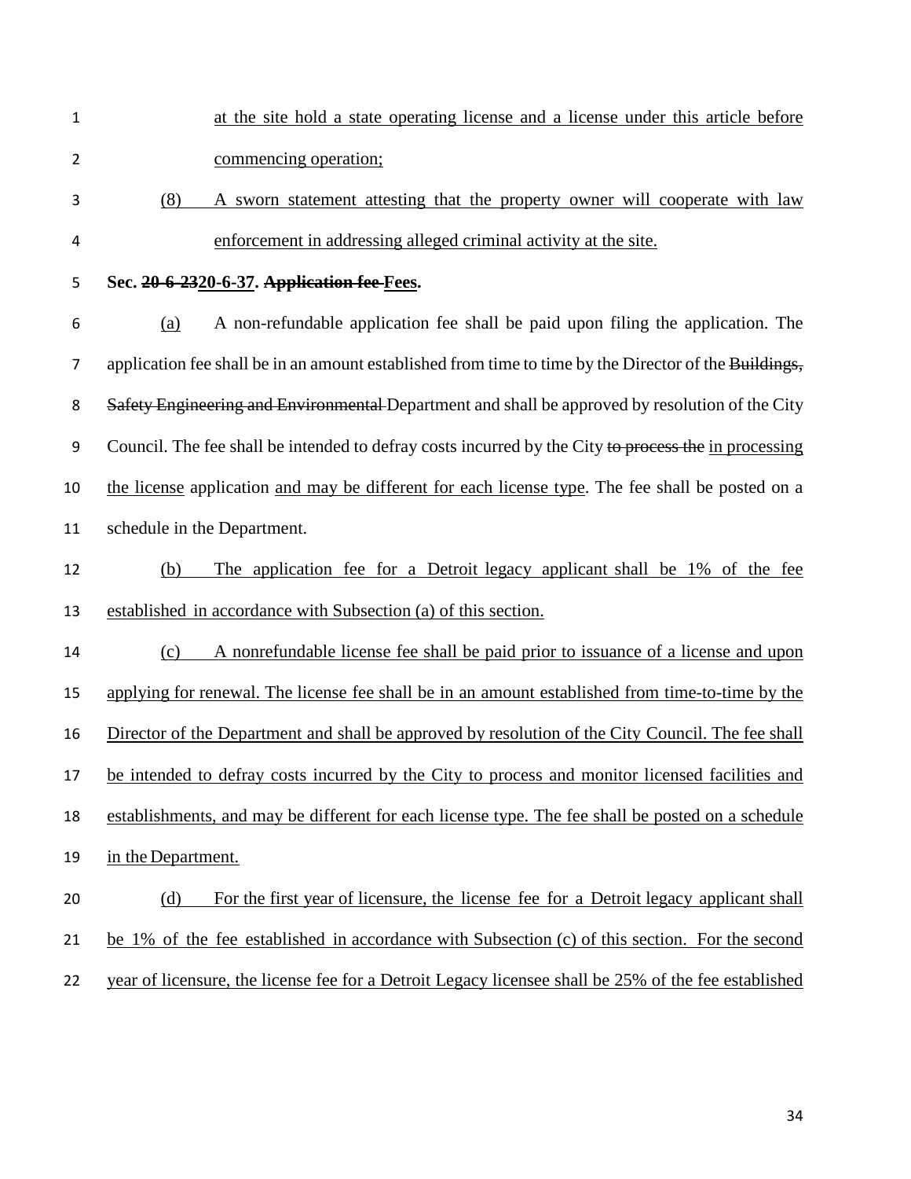at the site hold a state operating license and a license under this article before commencing operation;

(8) A sworn statement attesting that the property owner will cooperate with law enforcement in addressing alleged criminal activity at the site.

**Sec. ~~20-6-23~~20-6-37. ~~Application fee~~ Fees.**

(a) A non-refundable application fee shall be paid upon filing the application. The application fee shall be in an amount established from time to time by the Director of the ~~Buildings, Safety Engineering and Environmental~~ Department and shall be approved by resolution of the City Council. The fee shall be intended to defray costs incurred by the City ~~to process the~~ in processing the license application and may be different for each license type. The fee shall be posted on a schedule in the Department.

(b) The application fee for a Detroit legacy applicant shall be 1% of the fee established in accordance with Subsection (a) of this section.

(c) A nonrefundable license fee shall be paid prior to issuance of a license and upon applying for renewal. The license fee shall be in an amount established from time-to-time by the Director of the Department and shall be approved by resolution of the City Council. The fee shall be intended to defray costs incurred by the City to process and monitor licensed facilities and establishments, and may be different for each license type. The fee shall be posted on a schedule in the Department.

(d) For the first year of licensure, the license fee for a Detroit legacy applicant shall be 1% of the fee established in accordance with Subsection (c) of this section. For the second year of licensure, the license fee for a Detroit Legacy licensee shall be 25% of the fee established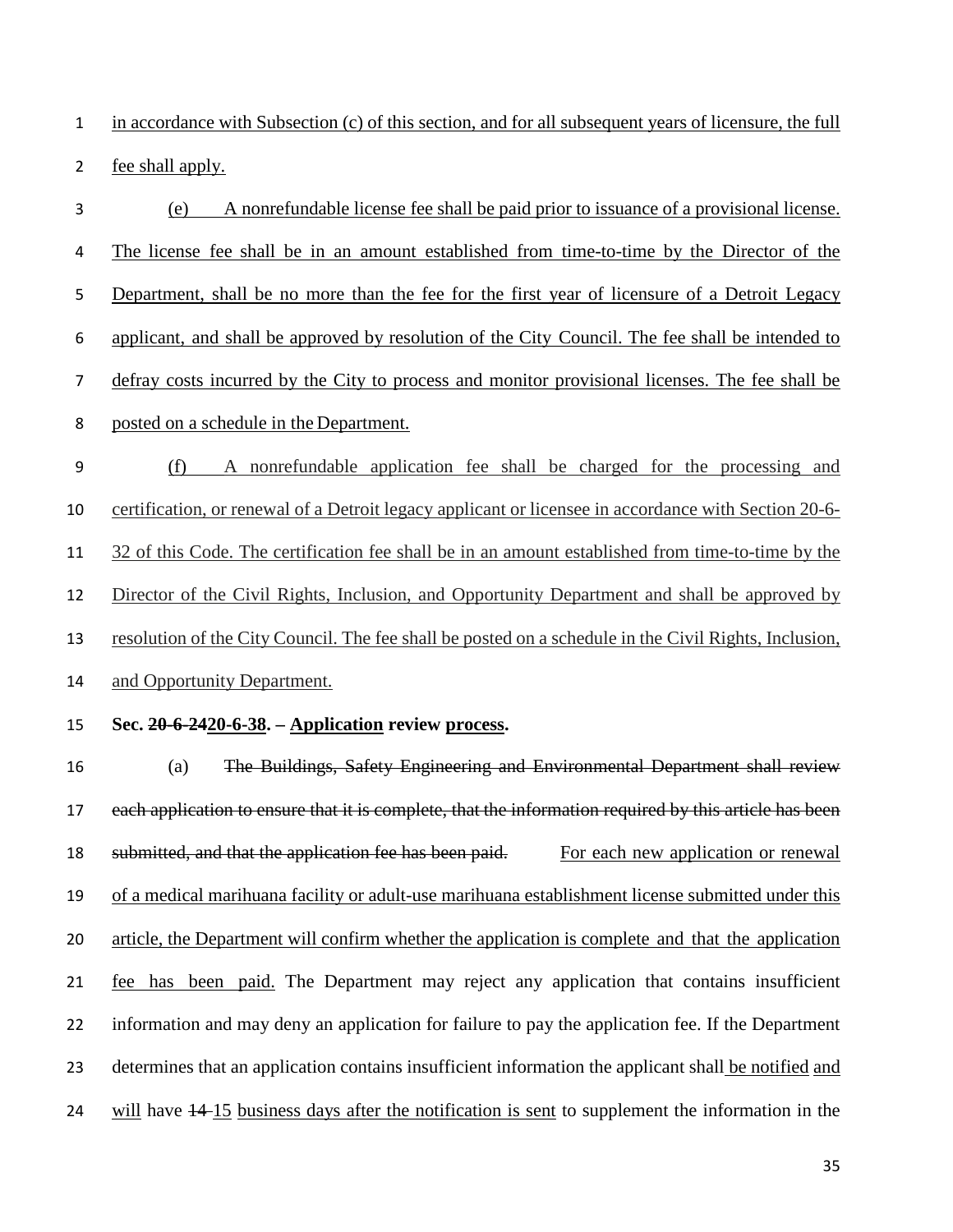in accordance with Subsection (c) of this section, and for all subsequent years of licensure, the full fee shall apply.

(e) A nonrefundable license fee shall be paid prior to issuance of a provisional license. The license fee shall be in an amount established from time-to-time by the Director of the Department, shall be no more than the fee for the first year of licensure of a Detroit Legacy applicant, and shall be approved by resolution of the City Council. The fee shall be intended to defray costs incurred by the City to process and monitor provisional licenses. The fee shall be posted on a schedule in the Department.

(f) A nonrefundable application fee shall be charged for the processing and certification, or renewal of a Detroit legacy applicant or licensee in accordance with Section 20-6-32 of this Code. The certification fee shall be in an amount established from time-to-time by the Director of the Civil Rights, Inclusion, and Opportunity Department and shall be approved by resolution of the City Council. The fee shall be posted on a schedule in the Civil Rights, Inclusion, and Opportunity Department.

**Sec. ~~20-6-24~~20-6-38. – Application review process.**

(a) ~~The Buildings, Safety Engineering and Environmental Department shall review each application to ensure that it is complete, that the information required by this article has been submitted, and that the application fee has been paid.~~ For each new application or renewal of a medical marihuana facility or adult-use marihuana establishment license submitted under this article, the Department will confirm whether the application is complete and that the application fee has been paid. The Department may reject any application that contains insufficient information and may deny an application for failure to pay the application fee. If the Department determines that an application contains insufficient information the applicant shall be notified and will have ~~14~~ 15 business days after the notification is sent to supplement the information in the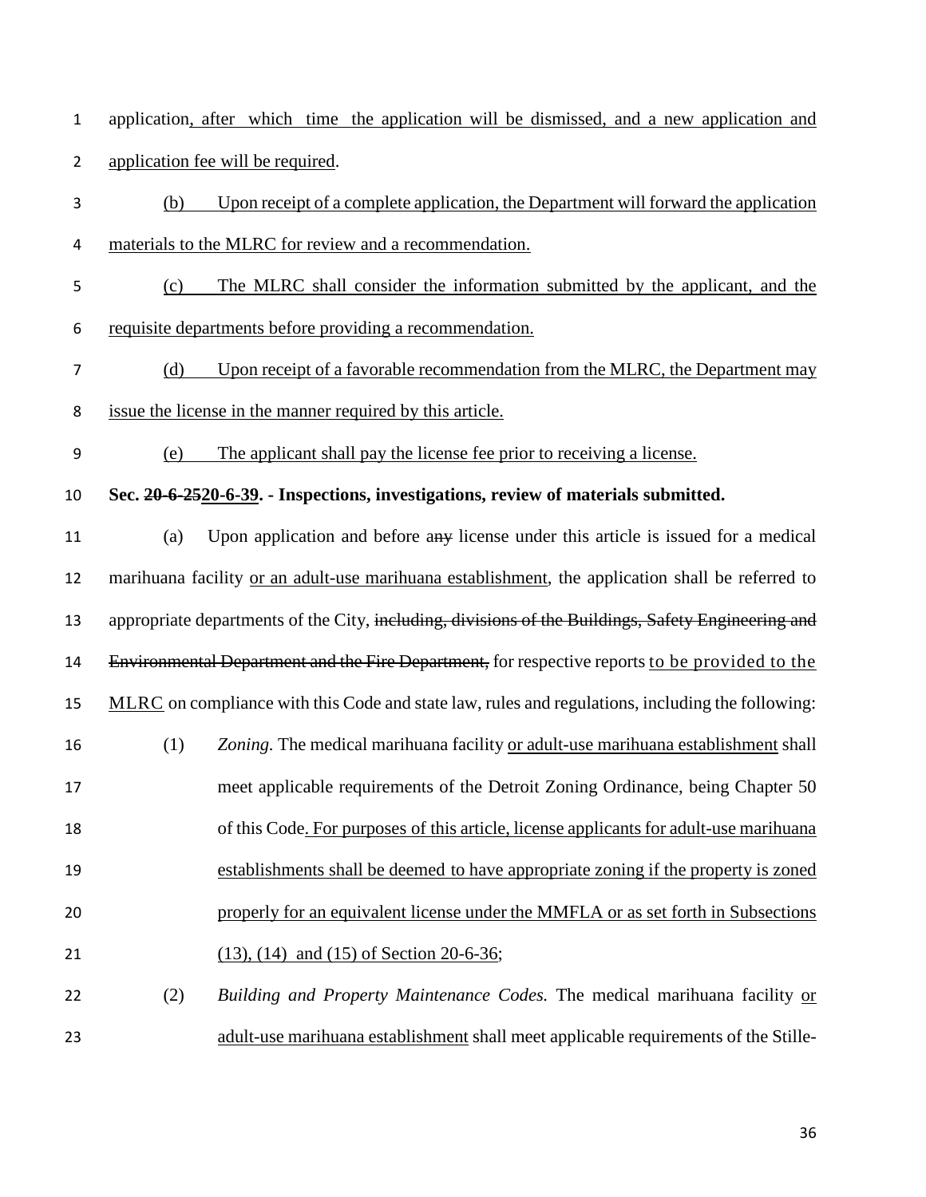application, after which time the application will be dismissed, and a new application and application fee will be required.

(b) Upon receipt of a complete application, the Department will forward the application materials to the MLRC for review and a recommendation.

(c) The MLRC shall consider the information submitted by the applicant, and the requisite departments before providing a recommendation.

(d) Upon receipt of a favorable recommendation from the MLRC, the Department may issue the license in the manner required by this article.

(e) The applicant shall pay the license fee prior to receiving a license.

**Sec. ~~20-6-25~~20-6-39. - Inspections, investigations, review of materials submitted.**

(a) Upon application and before ~~any~~ license under this article is issued for a medical marihuana facility or an adult-use marihuana establishment, the application shall be referred to appropriate departments of the City, ~~including, divisions of the Buildings, Safety Engineering and Environmental Department and the Fire Department,~~ for respective reports to be provided to the MLRC on compliance with this Code and state law, rules and regulations, including the following:

(1) *Zoning.* The medical marihuana facility or adult-use marihuana establishment shall meet applicable requirements of the Detroit Zoning Ordinance, being Chapter 50 of this Code. For purposes of this article, license applicants for adult-use marihuana establishments shall be deemed to have appropriate zoning if the property is zoned properly for an equivalent license under the MMFLA or as set forth in Subsections (13), (14) and (15) of Section 20-6-36;

(2) *Building and Property Maintenance Codes.* The medical marihuana facility or adult-use marihuana establishment shall meet applicable requirements of the Stille-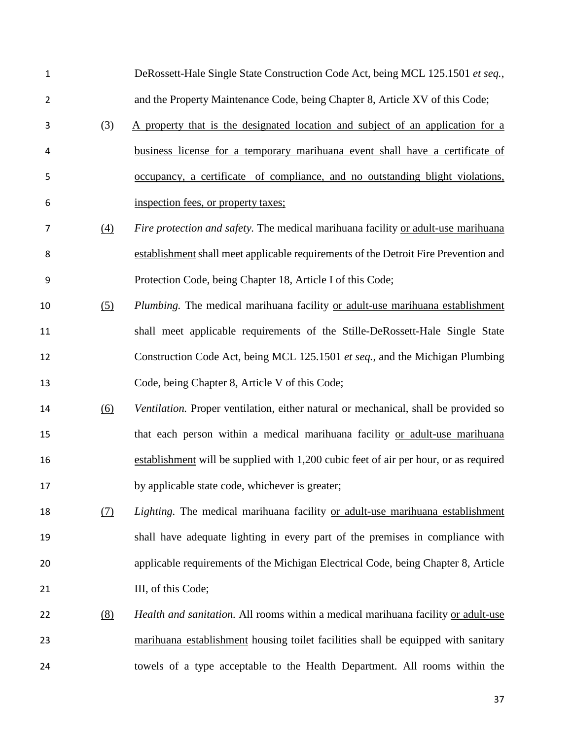DeRossett-Hale Single State Construction Code Act, being MCL 125.1501 *et seq.*, and the Property Maintenance Code, being Chapter 8, Article XV of this Code;

(3) <u>A property that is the designated location and subject of an application for a business license for a temporary marihuana event shall have a certificate of occupancy, a certificate of compliance, and no outstanding blight violations, inspection fees, or property taxes;</u>

<u>(4)</u> *Fire protection and safety.* The medical marihuana facility <u>or adult-use marihuana establishment</u> shall meet applicable requirements of the Detroit Fire Prevention and Protection Code, being Chapter 18, Article I of this Code;

<u>(5)</u> *Plumbing.* The medical marihuana facility <u>or adult-use marihuana establishment</u> shall meet applicable requirements of the Stille-DeRossett-Hale Single State Construction Code Act, being MCL 125.1501 *et seq.*, and the Michigan Plumbing Code, being Chapter 8, Article V of this Code;

<u>(6)</u> *Ventilation.* Proper ventilation, either natural or mechanical, shall be provided so that each person within a medical marihuana facility <u>or adult-use marihuana establishment</u> will be supplied with 1,200 cubic feet of air per hour, or as required by applicable state code, whichever is greater;

<u>(7)</u> *Lighting.* The medical marihuana facility <u>or adult-use marihuana establishment</u> shall have adequate lighting in every part of the premises in compliance with applicable requirements of the Michigan Electrical Code, being Chapter 8, Article III, of this Code;

<u>(8)</u> *Health and sanitation.* All rooms within a medical marihuana facility <u>or adult-use marihuana establishment</u> housing toilet facilities shall be equipped with sanitary towels of a type acceptable to the Health Department. All rooms within the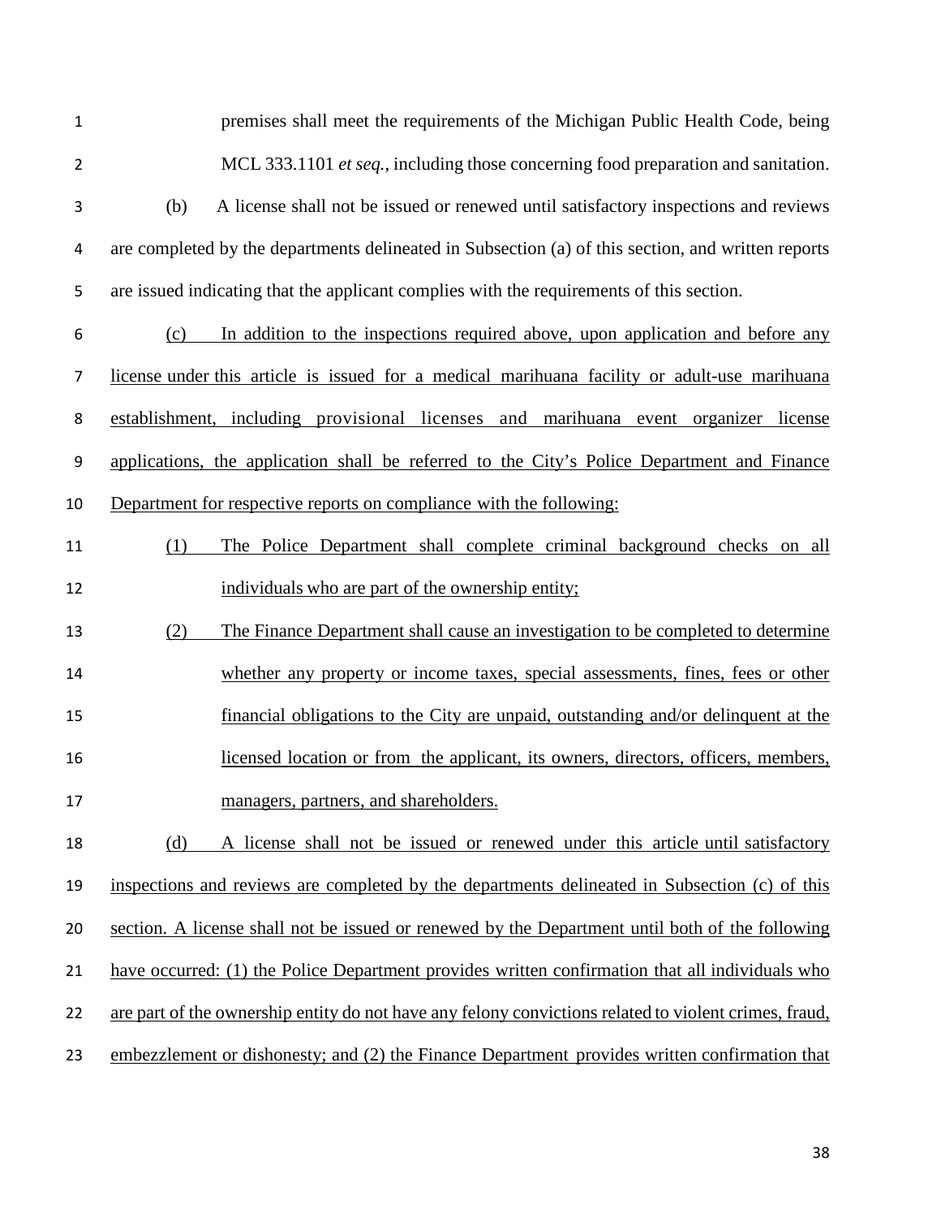premises shall meet the requirements of the Michigan Public Health Code, being MCL 333.1101 *et seq.*, including those concerning food preparation and sanitation.

(b) A license shall not be issued or renewed until satisfactory inspections and reviews are completed by the departments delineated in Subsection (a) of this section, and written reports are issued indicating that the applicant complies with the requirements of this section.

<u>(c) In addition to the inspections required above, upon application and before any license under this article is issued for a medical marihuana facility or adult-use marihuana establishment, including provisional licenses and marihuana event organizer license applications, the application shall be referred to the City's Police Department and Finance Department for respective reports on compliance with the following:</u>

<u>(1) The Police Department shall complete criminal background checks on all individuals who are part of the ownership entity;</u>

<u>(2) The Finance Department shall cause an investigation to be completed to determine whether any property or income taxes, special assessments, fines, fees or other financial obligations to the City are unpaid, outstanding and/or delinquent at the licensed location or from the applicant, its owners, directors, officers, members, managers, partners, and shareholders.</u>

<u>(d) A license shall not be issued or renewed under this article until satisfactory inspections and reviews are completed by the departments delineated in Subsection (c) of this section. A license shall not be issued or renewed by the Department until both of the following have occurred: (1) the Police Department provides written confirmation that all individuals who are part of the ownership entity do not have any felony convictions related to violent crimes, fraud, embezzlement or dishonesty; and (2) the Finance Department provides written confirmation that</u>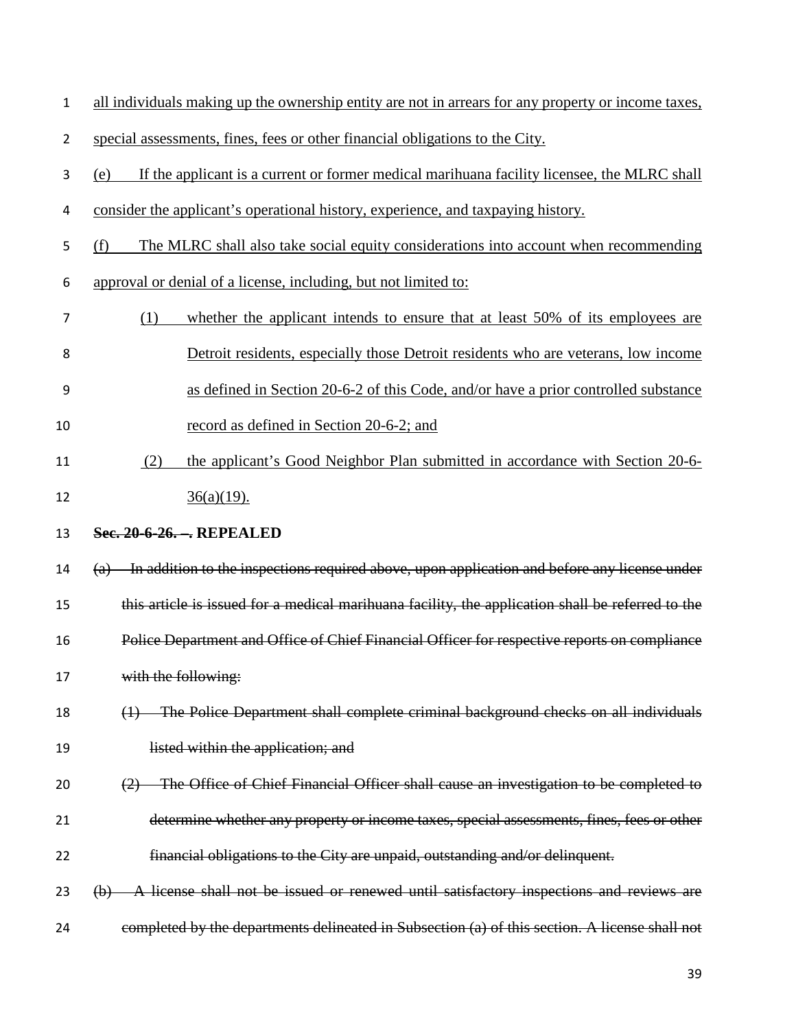all individuals making up the ownership entity are not in arrears for any property or income taxes, special assessments, fines, fees or other financial obligations to the City.

(e) If the applicant is a current or former medical marihuana facility licensee, the MLRC shall consider the applicant's operational history, experience, and taxpaying history.

(f) The MLRC shall also take social equity considerations into account when recommending approval or denial of a license, including, but not limited to:

(1) whether the applicant intends to ensure that at least 50% of its employees are Detroit residents, especially those Detroit residents who are veterans, low income as defined in Section 20-6-2 of this Code, and/or have a prior controlled substance record as defined in Section 20-6-2; and

(2) the applicant's Good Neighbor Plan submitted in accordance with Section 20-6-36(a)(19).

**~~Sec. 20-6-26. –~~. REPEALED**

~~(a) In addition to the inspections required above, upon application and before any license under this article is issued for a medical marihuana facility, the application shall be referred to the Police Department and Office of Chief Financial Officer for respective reports on compliance with the following:~~

~~(1) The Police Department shall complete criminal background checks on all individuals listed within the application; and~~

~~(2) The Office of Chief Financial Officer shall cause an investigation to be completed to determine whether any property or income taxes, special assessments, fines, fees or other financial obligations to the City are unpaid, outstanding and/or delinquent.~~

~~(b) A license shall not be issued or renewed until satisfactory inspections and reviews are completed by the departments delineated in Subsection (a) of this section. A license shall not~~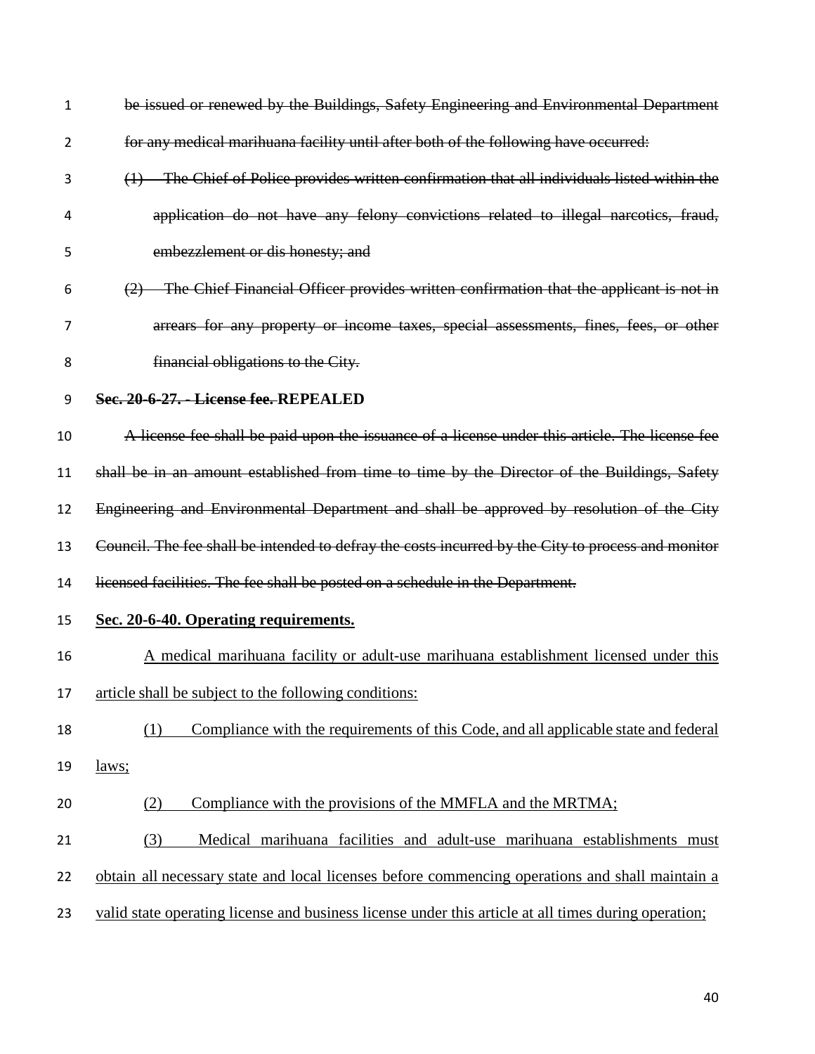~~be issued or renewed by the Buildings, Safety Engineering and Environmental Department for any medical marihuana facility until after both of the following have occurred:~~

~~(1) The Chief of Police provides written confirmation that all individuals listed within the application do not have any felony convictions related to illegal narcotics, fraud, embezzlement or dis honesty; and~~

~~(2) The Chief Financial Officer provides written confirmation that the applicant is not in arrears for any property or income taxes, special assessments, fines, fees, or other financial obligations to the City.~~

**~~Sec. 20-6-27. - License fee.~~ REPEALED**

~~A license fee shall be paid upon the issuance of a license under this article. The license fee shall be in an amount established from time to time by the Director of the Buildings, Safety Engineering and Environmental Department and shall be approved by resolution of the City Council. The fee shall be intended to defray the costs incurred by the City to process and monitor licensed facilities. The fee shall be posted on a schedule in the Department.~~

<u>**Sec. 20-6-40. Operating requirements.**</u>

<u>A medical marihuana facility or adult-use marihuana establishment licensed under this article shall be subject to the following conditions:</u>

<u>(1) Compliance with the requirements of this Code, and all applicable state and federal laws;</u>

<u>(2) Compliance with the provisions of the MMFLA and the MRTMA;</u>

<u>(3) Medical marihuana facilities and adult-use marihuana establishments must obtain all necessary state and local licenses before commencing operations and shall maintain a valid state operating license and business license under this article at all times during operation;</u>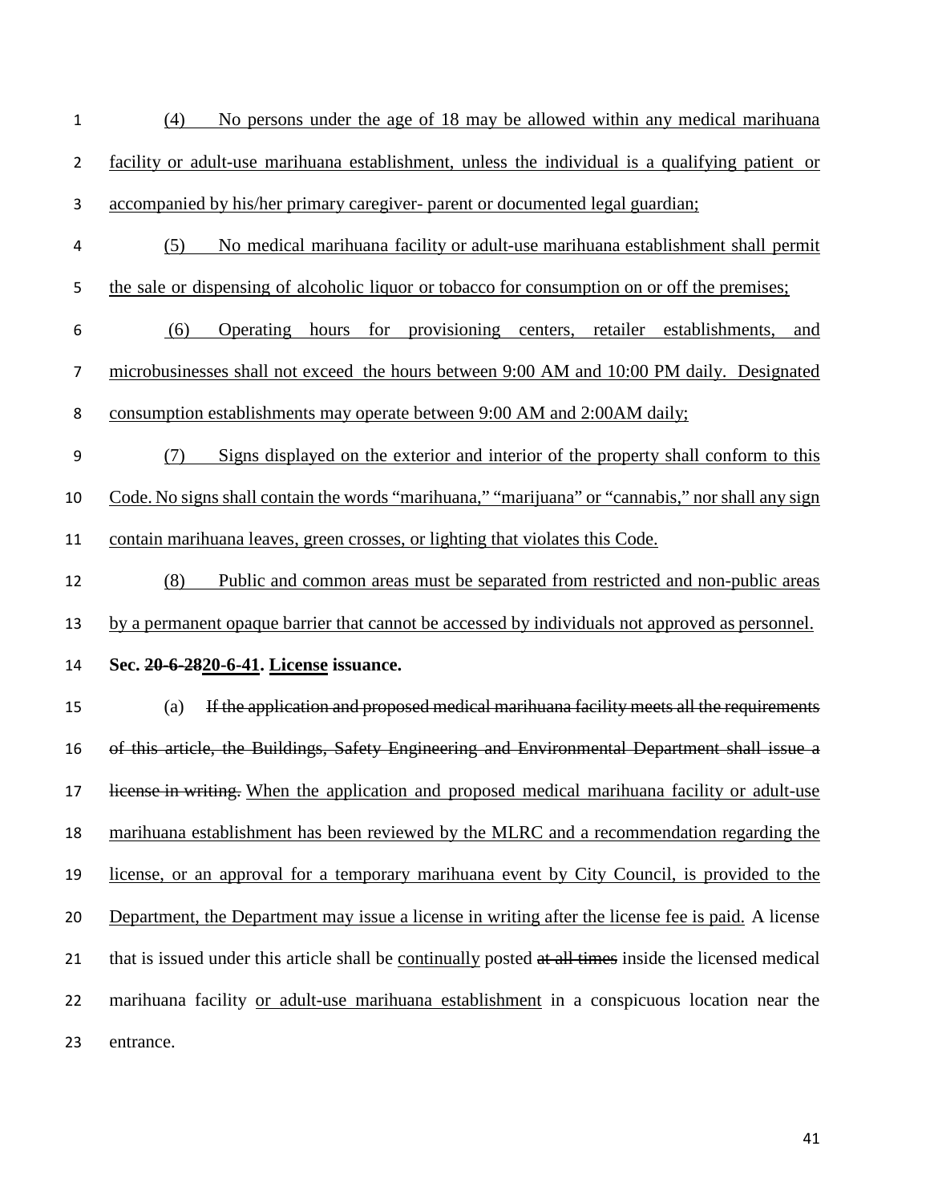(4) No persons under the age of 18 may be allowed within any medical marihuana facility or adult-use marihuana establishment, unless the individual is a qualifying patient or accompanied by his/her primary caregiver- parent or documented legal guardian;

(5) No medical marihuana facility or adult-use marihuana establishment shall permit the sale or dispensing of alcoholic liquor or tobacco for consumption on or off the premises;

(6) Operating hours for provisioning centers, retailer establishments, and microbusinesses shall not exceed the hours between 9:00 AM and 10:00 PM daily. Designated consumption establishments may operate between 9:00 AM and 2:00AM daily;

(7) Signs displayed on the exterior and interior of the property shall conform to this Code. No signs shall contain the words "marihuana," "marijuana" or "cannabis," nor shall any sign contain marihuana leaves, green crosses, or lighting that violates this Code.

(8) Public and common areas must be separated from restricted and non-public areas by a permanent opaque barrier that cannot be accessed by individuals not approved as personnel.

**Sec. ~~20-6-28~~20-6-41. License issuance.**

(a) ~~If the application and proposed medical marihuana facility meets all the requirements of this article, the Buildings, Safety Engineering and Environmental Department shall issue a license in writing.~~ When the application and proposed medical marihuana facility or adult-use marihuana establishment has been reviewed by the MLRC and a recommendation regarding the license, or an approval for a temporary marihuana event by City Council, is provided to the Department, the Department may issue a license in writing after the license fee is paid. A license that is issued under this article shall be continually posted ~~at all times~~ inside the licensed medical marihuana facility or adult-use marihuana establishment in a conspicuous location near the entrance.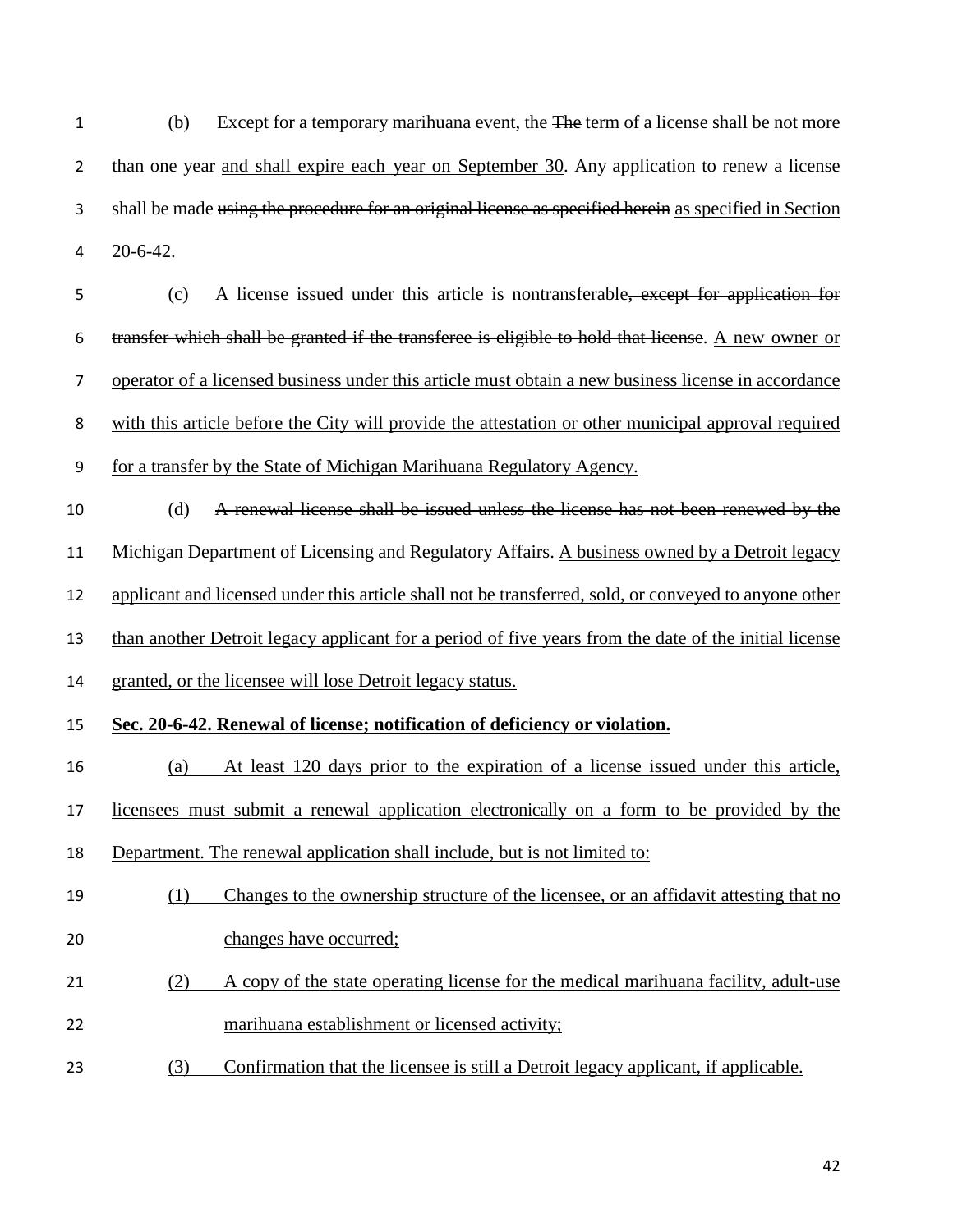(b) Except for a temporary marihuana event, the ~~The~~ term of a license shall be not more than one year and shall expire each year on September 30. Any application to renew a license shall be made ~~using the procedure for an original license as specified herein~~ as specified in Section 20-6-42.

(c) A license issued under this article is nontransferable~~, except for application for transfer which shall be granted if the transferee is eligible to hold that license~~. A new owner or operator of a licensed business under this article must obtain a new business license in accordance with this article before the City will provide the attestation or other municipal approval required for a transfer by the State of Michigan Marihuana Regulatory Agency.

(d) ~~A renewal license shall be issued unless the license has not been renewed by the Michigan Department of Licensing and Regulatory Affairs.~~ A business owned by a Detroit legacy applicant and licensed under this article shall not be transferred, sold, or conveyed to anyone other than another Detroit legacy applicant for a period of five years from the date of the initial license granted, or the licensee will lose Detroit legacy status.

**Sec. 20-6-42. Renewal of license; notification of deficiency or violation.**

(a) At least 120 days prior to the expiration of a license issued under this article, licensees must submit a renewal application electronically on a form to be provided by the Department. The renewal application shall include, but is not limited to:

(1) Changes to the ownership structure of the licensee, or an affidavit attesting that no changes have occurred;

(2) A copy of the state operating license for the medical marihuana facility, adult-use marihuana establishment or licensed activity;

(3) Confirmation that the licensee is still a Detroit legacy applicant, if applicable.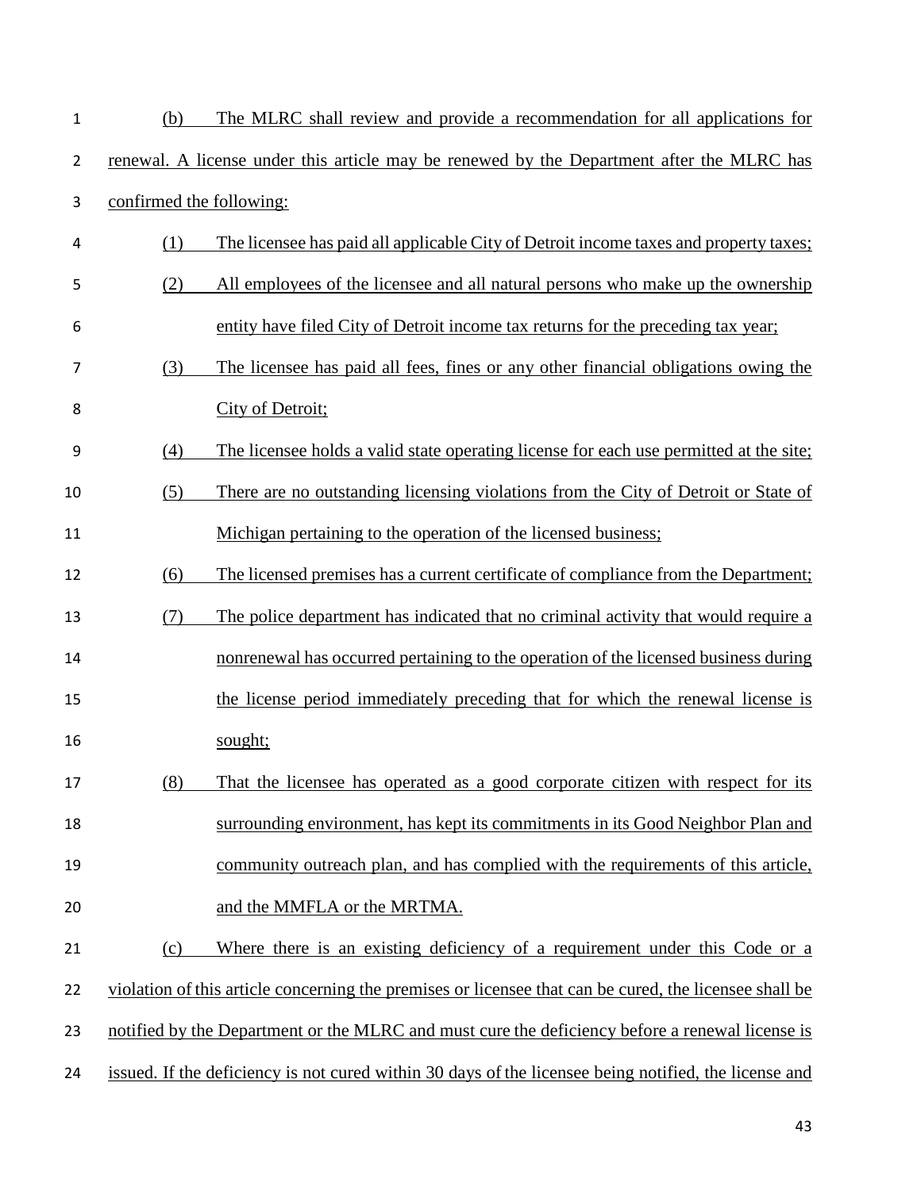(b) The MLRC shall review and provide a recommendation for all applications for renewal. A license under this article may be renewed by the Department after the MLRC has confirmed the following:

(1) The licensee has paid all applicable City of Detroit income taxes and property taxes;

(2) All employees of the licensee and all natural persons who make up the ownership entity have filed City of Detroit income tax returns for the preceding tax year;

(3) The licensee has paid all fees, fines or any other financial obligations owing the City of Detroit;

(4) The licensee holds a valid state operating license for each use permitted at the site;

(5) There are no outstanding licensing violations from the City of Detroit or State of Michigan pertaining to the operation of the licensed business;

(6) The licensed premises has a current certificate of compliance from the Department;

(7) The police department has indicated that no criminal activity that would require a nonrenewal has occurred pertaining to the operation of the licensed business during the license period immediately preceding that for which the renewal license is sought;

(8) That the licensee has operated as a good corporate citizen with respect for its surrounding environment, has kept its commitments in its Good Neighbor Plan and community outreach plan, and has complied with the requirements of this article, and the MMFLA or the MRTMA.

(c) Where there is an existing deficiency of a requirement under this Code or a violation of this article concerning the premises or licensee that can be cured, the licensee shall be notified by the Department or the MLRC and must cure the deficiency before a renewal license is issued. If the deficiency is not cured within 30 days of the licensee being notified, the license and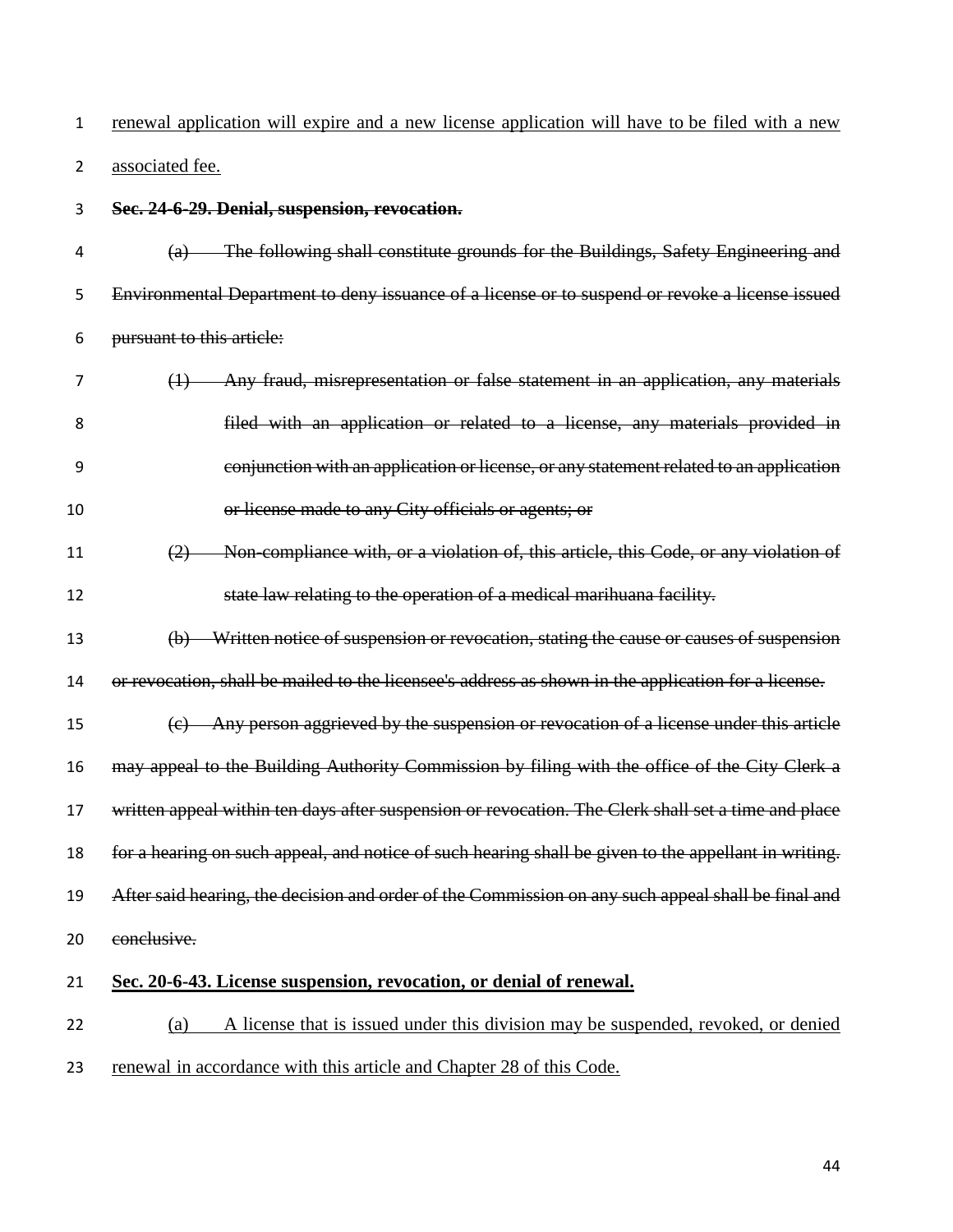renewal application will expire and a new license application will have to be filed with a new associated fee.

~~**Sec. 24-6-29. Denial, suspension, revocation.**~~

~~(a) The following shall constitute grounds for the Buildings, Safety Engineering and Environmental Department to deny issuance of a license or to suspend or revoke a license issued pursuant to this article:~~

~~(1) Any fraud, misrepresentation or false statement in an application, any materials filed with an application or related to a license, any materials provided in conjunction with an application or license, or any statement related to an application or license made to any City officials or agents; or~~

~~(2) Non-compliance with, or a violation of, this article, this Code, or any violation of state law relating to the operation of a medical marihuana facility.~~

~~(b) Written notice of suspension or revocation, stating the cause or causes of suspension or revocation, shall be mailed to the licensee's address as shown in the application for a license.~~

~~(c) Any person aggrieved by the suspension or revocation of a license under this article may appeal to the Building Authority Commission by filing with the office of the City Clerk a written appeal within ten days after suspension or revocation. The Clerk shall set a time and place for a hearing on such appeal, and notice of such hearing shall be given to the appellant in writing. After said hearing, the decision and order of the Commission on any such appeal shall be final and conclusive.~~

**Sec. 20-6-43. License suspension, revocation, or denial of renewal.**

(a) A license that is issued under this division may be suspended, revoked, or denied renewal in accordance with this article and Chapter 28 of this Code.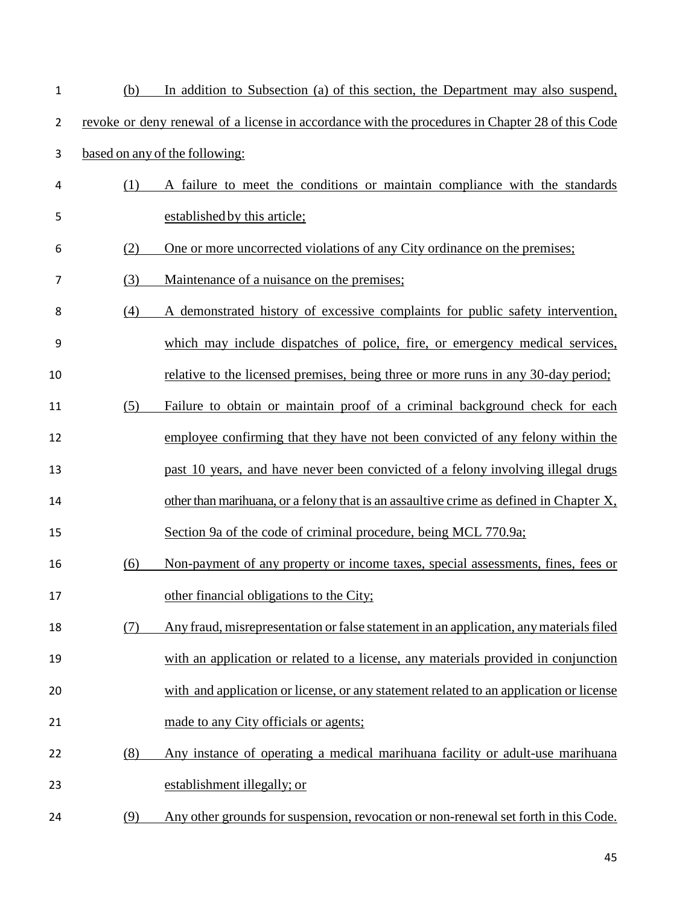(b) In addition to Subsection (a) of this section, the Department may also suspend, revoke or deny renewal of a license in accordance with the procedures in Chapter 28 of this Code based on any of the following:

(1) A failure to meet the conditions or maintain compliance with the standards established by this article;

(2) One or more uncorrected violations of any City ordinance on the premises;

(3) Maintenance of a nuisance on the premises;

(4) A demonstrated history of excessive complaints for public safety intervention, which may include dispatches of police, fire, or emergency medical services, relative to the licensed premises, being three or more runs in any 30-day period;

(5) Failure to obtain or maintain proof of a criminal background check for each employee confirming that they have not been convicted of any felony within the past 10 years, and have never been convicted of a felony involving illegal drugs other than marihuana, or a felony that is an assaultive crime as defined in Chapter X, Section 9a of the code of criminal procedure, being MCL 770.9a;

(6) Non-payment of any property or income taxes, special assessments, fines, fees or other financial obligations to the City;

(7) Any fraud, misrepresentation or false statement in an application, any materials filed with an application or related to a license, any materials provided in conjunction with and application or license, or any statement related to an application or license made to any City officials or agents;

(8) Any instance of operating a medical marihuana facility or adult-use marihuana establishment illegally; or

(9) Any other grounds for suspension, revocation or non-renewal set forth in this Code.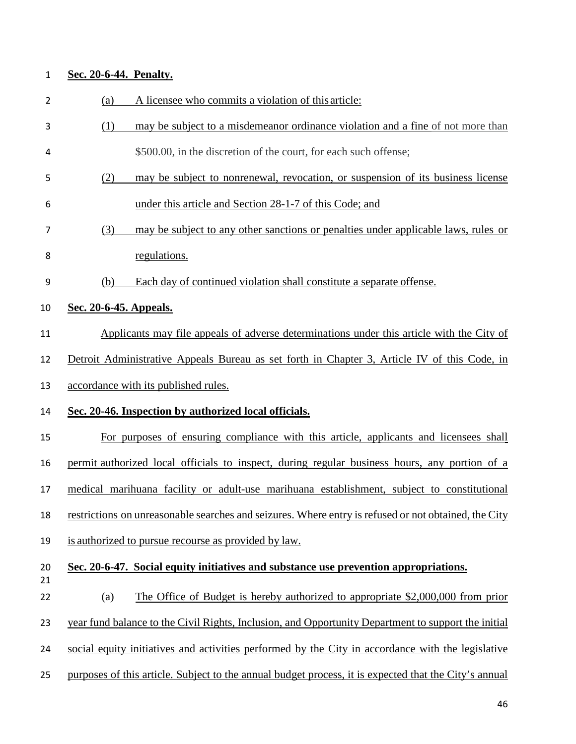**Sec. 20-6-44. Penalty.**

(a) A licensee who commits a violation of this article:

(1) may be subject to a misdemeanor ordinance violation and a fine of not more than $500.00, in the discretion of the court, for each such offense;

(2) may be subject to nonrenewal, revocation, or suspension of its business license under this article and Section 28-1-7 of this Code; and

(3) may be subject to any other sanctions or penalties under applicable laws, rules or regulations.

(b) Each day of continued violation shall constitute a separate offense.

**Sec. 20-6-45. Appeals.**

Applicants may file appeals of adverse determinations under this article with the City of Detroit Administrative Appeals Bureau as set forth in Chapter 3, Article IV of this Code, in accordance with its published rules.

**Sec. 20-46. Inspection by authorized local officials.**

For purposes of ensuring compliance with this article, applicants and licensees shall permit authorized local officials to inspect, during regular business hours, any portion of a medical marihuana facility or adult-use marihuana establishment, subject to constitutional restrictions on unreasonable searches and seizures. Where entry is refused or not obtained, the City is authorized to pursue recourse as provided by law.

**Sec. 20-6-47. Social equity initiatives and substance use prevention appropriations.**

(a) The Office of Budget is hereby authorized to appropriate $2,000,000 from prior year fund balance to the Civil Rights, Inclusion, and Opportunity Department to support the initial social equity initiatives and activities performed by the City in accordance with the legislative purposes of this article. Subject to the annual budget process, it is expected that the City's annual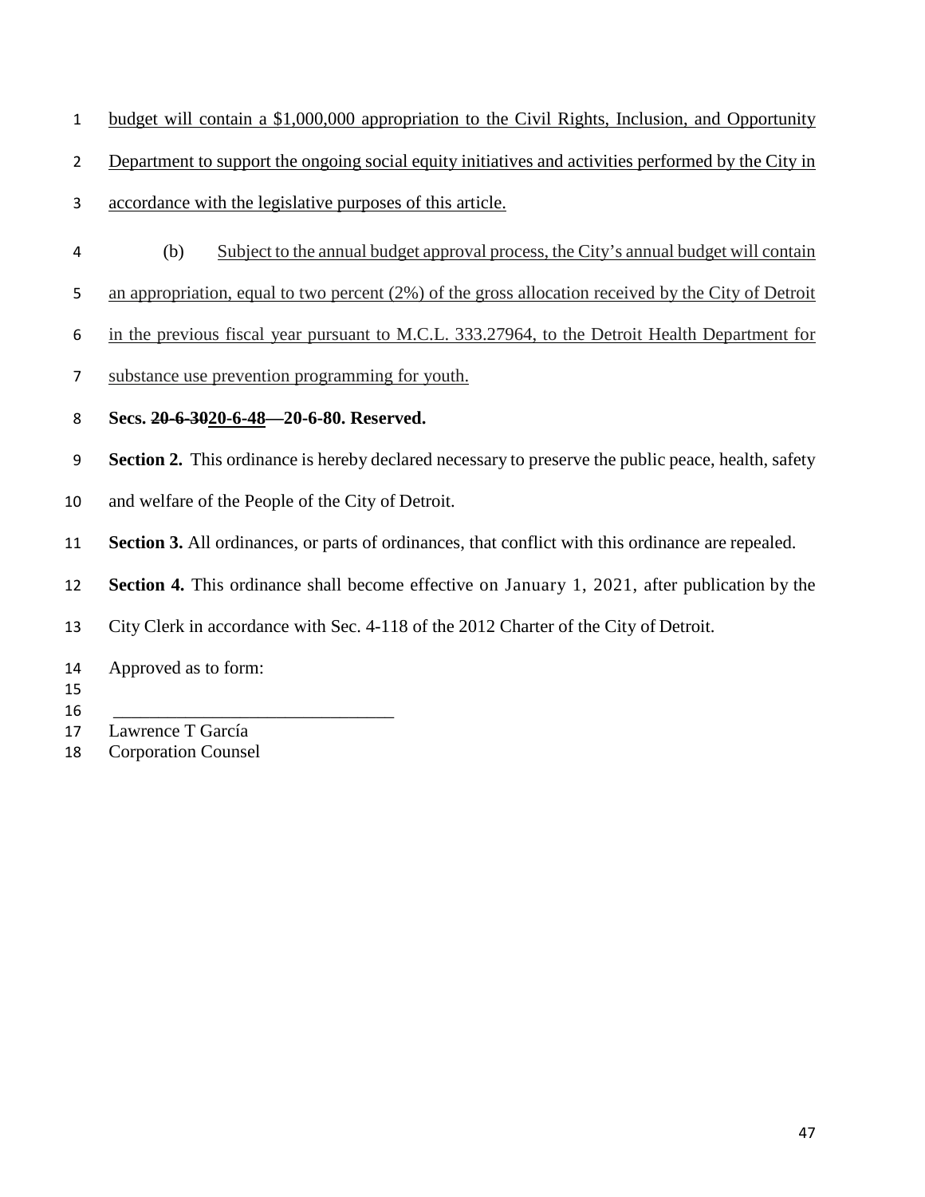budget will contain a $1,000,000 appropriation to the Civil Rights, Inclusion, and Opportunity Department to support the ongoing social equity initiatives and activities performed by the City in accordance with the legislative purposes of this article.

(b) Subject to the annual budget approval process, the City's annual budget will contain an appropriation, equal to two percent (2%) of the gross allocation received by the City of Detroit in the previous fiscal year pursuant to M.C.L. 333.27964, to the Detroit Health Department for substance use prevention programming for youth.

**Secs. ~~20-6-30~~20-6-48—20-6-80. Reserved.**

**Section 2.** This ordinance is hereby declared necessary to preserve the public peace, health, safety and welfare of the People of the City of Detroit.

**Section 3.** All ordinances, or parts of ordinances, that conflict with this ordinance are repealed.

**Section 4.** This ordinance shall become effective on January 1, 2021, after publication by the City Clerk in accordance with Sec. 4-118 of the 2012 Charter of the City of Detroit.

Approved as to form:

\_\_\_\_\_\_\_\_\_\_\_\_\_\_\_\_\_\_\_\_\_\_\_\_\_\_\_\_\_\_\_\_
Lawrence T García
Corporation Counsel